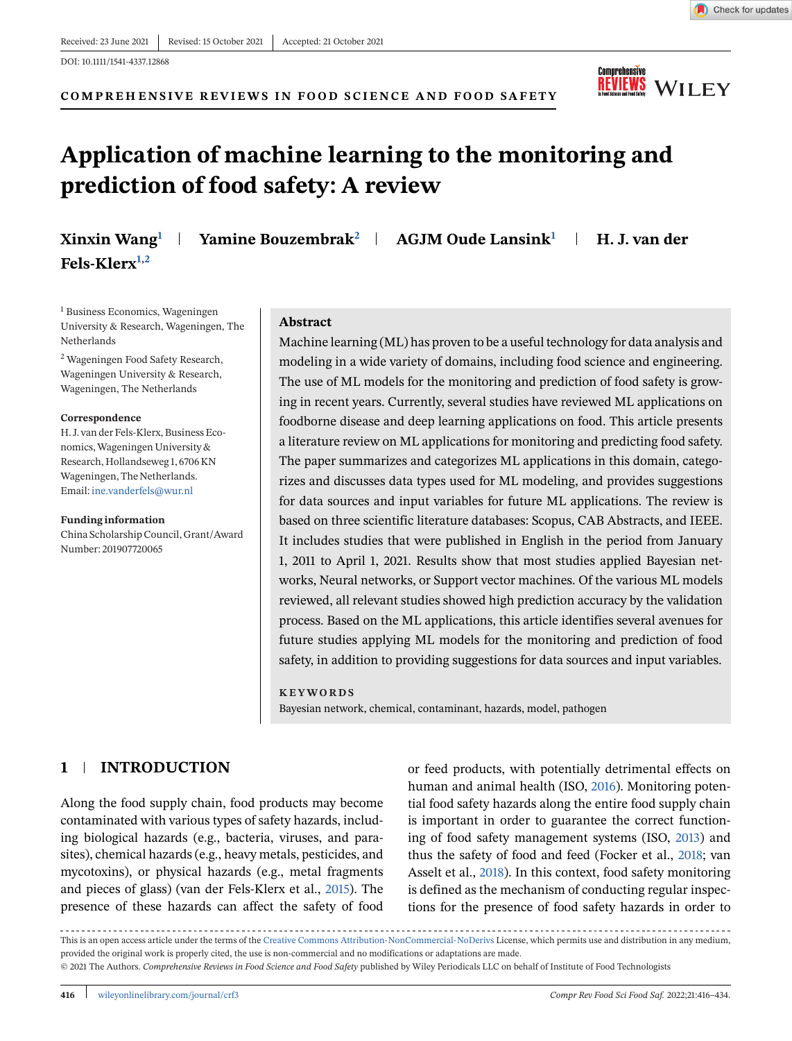Received: 23 June 2021 | Revised: 15 October 2021 | Accepted: 21 October 2021

DOI: 10.1111/1541-4337.12868

COMPREHENSIVE REVIEWS IN FOOD SCIENCE AND FOOD SAFETY

# Application of machine learning to the monitoring and prediction of food safety: A review

**Xinxin Wang[1] | Yamine Bouzembrak[2] | AGJM Oude Lansink[1] | H. J. van der Fels-Klerx[1,2]**

[1] Business Economics, Wageningen University & Research, Wageningen, The Netherlands

[2] Wageningen Food Safety Research, Wageningen University & Research, Wageningen, The Netherlands

**Correspondence**
H. J. van der Fels-Klerx, Business Economics, Wageningen University & Research, Hollandseweg 1, 6706 KN Wageningen, The Netherlands.
Email: ine.vanderfels@wur.nl

**Funding information**
China Scholarship Council, Grant/Award Number: 201907720065

## Abstract

Machine learning (ML) has proven to be a useful technology for data analysis and modeling in a wide variety of domains, including food science and engineering. The use of ML models for the monitoring and prediction of food safety is growing in recent years. Currently, several studies have reviewed ML applications on foodborne disease and deep learning applications on food. This article presents a literature review on ML applications for monitoring and predicting food safety. The paper summarizes and categorizes ML applications in this domain, categorizes and discusses data types used for ML modeling, and provides suggestions for data sources and input variables for future ML applications. The review is based on three scientific literature databases: Scopus, CAB Abstracts, and IEEE. It includes studies that were published in English in the period from January 1, 2011 to April 1, 2021. Results show that most studies applied Bayesian networks, Neural networks, or Support vector machines. Of the various ML models reviewed, all relevant studies showed high prediction accuracy by the validation process. Based on the ML applications, this article identifies several avenues for future studies applying ML models for the monitoring and prediction of food safety, in addition to providing suggestions for data sources and input variables.

**KEYWORDS**

Bayesian network, chemical, contaminant, hazards, model, pathogen

## 1 | INTRODUCTION

Along the food supply chain, food products may become contaminated with various types of safety hazards, including biological hazards (e.g., bacteria, viruses, and parasites), chemical hazards (e.g., heavy metals, pesticides, and mycotoxins), or physical hazards (e.g., metal fragments and pieces of glass) (van der Fels-Klerx et al., 2015). The presence of these hazards can affect the safety of food or feed products, with potentially detrimental effects on human and animal health (ISO, 2016). Monitoring potential food safety hazards along the entire food supply chain is important in order to guarantee the correct functioning of food safety management systems (ISO, 2013) and thus the safety of food and feed (Focker et al., 2018; van Asselt et al., 2018). In this context, food safety monitoring is defined as the mechanism of conducting regular inspections for the presence of food safety hazards in order to

This is an open access article under the terms of the Creative Commons Attribution-NonCommercial-NoDerivs License, which permits use and distribution in any medium, provided the original work is properly cited, the use is non-commercial and no modifications or adaptations are made.
© 2021 The Authors. *Comprehensive Reviews in Food Science and Food Safety* published by Wiley Periodicals LLC on behalf of Institute of Food Technologists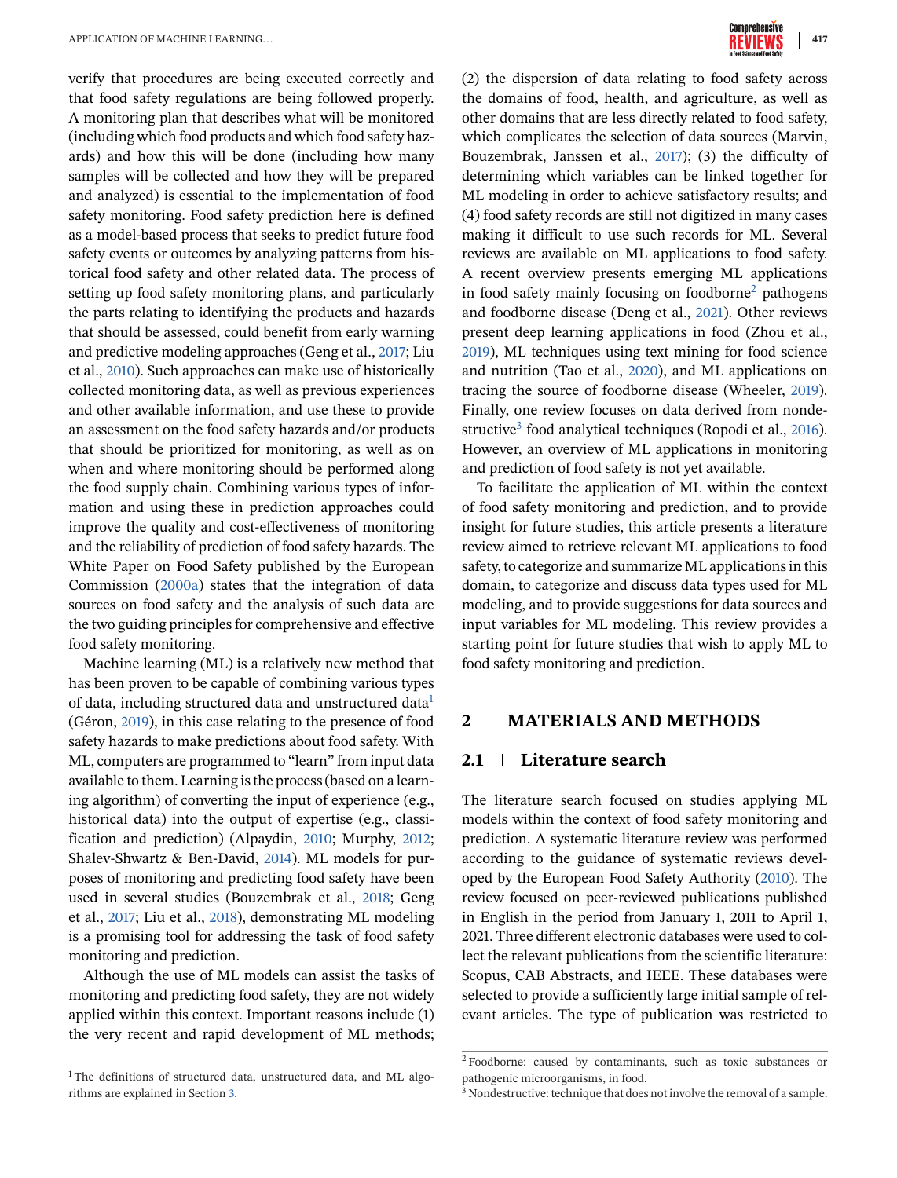verify that procedures are being executed correctly and that food safety regulations are being followed properly. A monitoring plan that describes what will be monitored (including which food products and which food safety hazards) and how this will be done (including how many samples will be collected and how they will be prepared and analyzed) is essential to the implementation of food safety monitoring. Food safety prediction here is defined as a model-based process that seeks to predict future food safety events or outcomes by analyzing patterns from historical food safety and other related data. The process of setting up food safety monitoring plans, and particularly the parts relating to identifying the products and hazards that should be assessed, could benefit from early warning and predictive modeling approaches (Geng et al., 2017; Liu et al., 2010). Such approaches can make use of historically collected monitoring data, as well as previous experiences and other available information, and use these to provide an assessment on the food safety hazards and/or products that should be prioritized for monitoring, as well as on when and where monitoring should be performed along the food supply chain. Combining various types of information and using these in prediction approaches could improve the quality and cost-effectiveness of monitoring and the reliability of prediction of food safety hazards. The White Paper on Food Safety published by the European Commission (2000a) states that the integration of data sources on food safety and the analysis of such data are the two guiding principles for comprehensive and effective food safety monitoring.

Machine learning (ML) is a relatively new method that has been proven to be capable of combining various types of data, including structured data and unstructured data[1] (Géron, 2019), in this case relating to the presence of food safety hazards to make predictions about food safety. With ML, computers are programmed to "learn" from input data available to them. Learning is the process (based on a learning algorithm) of converting the input of experience (e.g., historical data) into the output of expertise (e.g., classification and prediction) (Alpaydin, 2010; Murphy, 2012; Shalev-Shwartz & Ben-David, 2014). ML models for purposes of monitoring and predicting food safety have been used in several studies (Bouzembrak et al., 2018; Geng et al., 2017; Liu et al., 2018), demonstrating ML modeling is a promising tool for addressing the task of food safety monitoring and prediction.

Although the use of ML models can assist the tasks of monitoring and predicting food safety, they are not widely applied within this context. Important reasons include (1) the very recent and rapid development of ML methods; (2) the dispersion of data relating to food safety across the domains of food, health, and agriculture, as well as other domains that are less directly related to food safety, which complicates the selection of data sources (Marvin, Bouzembrak, Janssen et al., 2017); (3) the difficulty of determining which variables can be linked together for ML modeling in order to achieve satisfactory results; and (4) food safety records are still not digitized in many cases making it difficult to use such records for ML. Several reviews are available on ML applications to food safety. A recent overview presents emerging ML applications in food safety mainly focusing on foodborne[2] pathogens and foodborne disease (Deng et al., 2021). Other reviews present deep learning applications in food (Zhou et al., 2019), ML techniques using text mining for food science and nutrition (Tao et al., 2020), and ML applications on tracing the source of foodborne disease (Wheeler, 2019). Finally, one review focuses on data derived from nondestructive[3] food analytical techniques (Ropodi et al., 2016). However, an overview of ML applications in monitoring and prediction of food safety is not yet available.

To facilitate the application of ML within the context of food safety monitoring and prediction, and to provide insight for future studies, this article presents a literature review aimed to retrieve relevant ML applications to food safety, to categorize and summarize ML applications in this domain, to categorize and discuss data types used for ML modeling, and to provide suggestions for data sources and input variables for ML modeling. This review provides a starting point for future studies that wish to apply ML to food safety monitoring and prediction.

## 2 MATERIALS AND METHODS

### 2.1 Literature search

The literature search focused on studies applying ML models within the context of food safety monitoring and prediction. A systematic literature review was performed according to the guidance of systematic reviews developed by the European Food Safety Authority (2010). The review focused on peer-reviewed publications published in English in the period from January 1, 2011 to April 1, 2021. Three different electronic databases were used to collect the relevant publications from the scientific literature: Scopus, CAB Abstracts, and IEEE. These databases were selected to provide a sufficiently large initial sample of relevant articles. The type of publication was restricted to

---

[1] The definitions of structured data, unstructured data, and ML algorithms are explained in Section 3.

[2] Foodborne: caused by contaminants, such as toxic substances or pathogenic microorganisms, in food.

[3] Nondestructive: technique that does not involve the removal of a sample.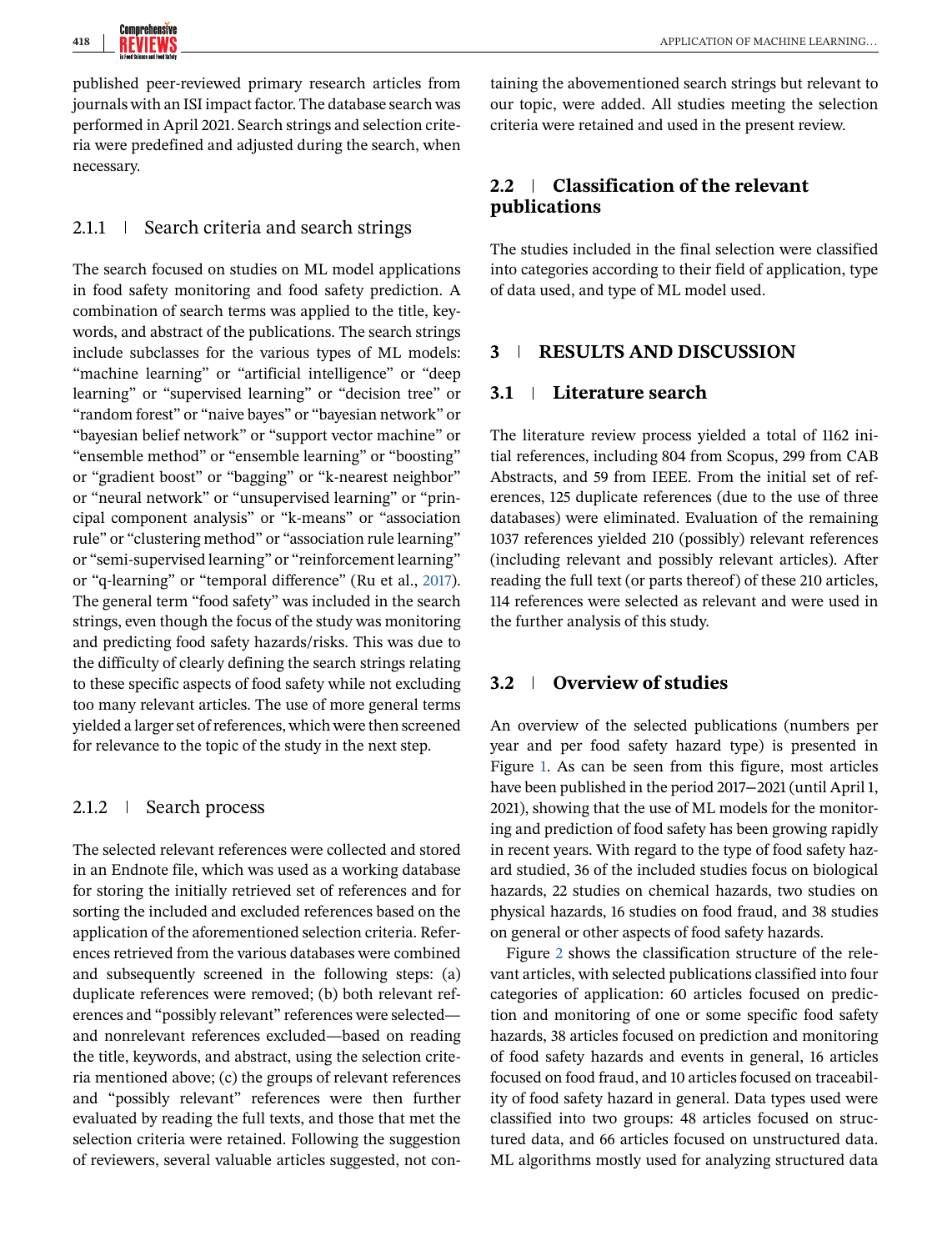published peer-reviewed primary research articles from journals with an ISI impact factor. The database search was performed in April 2021. Search strings and selection criteria were predefined and adjusted during the search, when necessary.

### 2.1.1 | Search criteria and search strings

The search focused on studies on ML model applications in food safety monitoring and food safety prediction. A combination of search terms was applied to the title, keywords, and abstract of the publications. The search strings include subclasses for the various types of ML models: "machine learning" or "artificial intelligence" or "deep learning" or "supervised learning" or "decision tree" or "random forest" or "naive bayes" or "bayesian network" or "bayesian belief network" or "support vector machine" or "ensemble method" or "ensemble learning" or "boosting" or "gradient boost" or "bagging" or "k-nearest neighbor" or "neural network" or "unsupervised learning" or "principal component analysis" or "k-means" or "association rule" or "clustering method" or "association rule learning" or "semi-supervised learning" or "reinforcement learning" or "q-learning" or "temporal difference" (Ru et al., 2017). The general term "food safety" was included in the search strings, even though the focus of the study was monitoring and predicting food safety hazards/risks. This was due to the difficulty of clearly defining the search strings relating to these specific aspects of food safety while not excluding too many relevant articles. The use of more general terms yielded a larger set of references, which were then screened for relevance to the topic of the study in the next step.

### 2.1.2 | Search process

The selected relevant references were collected and stored in an Endnote file, which was used as a working database for storing the initially retrieved set of references and for sorting the included and excluded references based on the application of the aforementioned selection criteria. References retrieved from the various databases were combined and subsequently screened in the following steps: (a) duplicate references were removed; (b) both relevant references and "possibly relevant" references were selected—and nonrelevant references excluded—based on reading the title, keywords, and abstract, using the selection criteria mentioned above; (c) the groups of relevant references and "possibly relevant" references were then further evaluated by reading the full texts, and those that met the selection criteria were retained. Following the suggestion of reviewers, several valuable articles suggested, not containing the abovementioned search strings but relevant to our topic, were added. All studies meeting the selection criteria were retained and used in the present review.

## 2.2 | Classification of the relevant publications

The studies included in the final selection were classified into categories according to their field of application, type of data used, and type of ML model used.

# 3 | RESULTS AND DISCUSSION

## 3.1 | Literature search

The literature review process yielded a total of 1162 initial references, including 804 from Scopus, 299 from CAB Abstracts, and 59 from IEEE. From the initial set of references, 125 duplicate references (due to the use of three databases) were eliminated. Evaluation of the remaining 1037 references yielded 210 (possibly) relevant references (including relevant and possibly relevant articles). After reading the full text (or parts thereof) of these 210 articles, 114 references were selected as relevant and were used in the further analysis of this study.

## 3.2 | Overview of studies

An overview of the selected publications (numbers per year and per food safety hazard type) is presented in Figure 1. As can be seen from this figure, most articles have been published in the period 2017–2021 (until April 1, 2021), showing that the use of ML models for the monitoring and prediction of food safety has been growing rapidly in recent years. With regard to the type of food safety hazard studied, 36 of the included studies focus on biological hazards, 22 studies on chemical hazards, two studies on physical hazards, 16 studies on food fraud, and 38 studies on general or other aspects of food safety hazards.

Figure 2 shows the classification structure of the relevant articles, with selected publications classified into four categories of application: 60 articles focused on prediction and monitoring of one or some specific food safety hazards, 38 articles focused on prediction and monitoring of food safety hazards and events in general, 16 articles focused on food fraud, and 10 articles focused on traceability of food safety hazard in general. Data types used were classified into two groups: 48 articles focused on structured data, and 66 articles focused on unstructured data. ML algorithms mostly used for analyzing structured data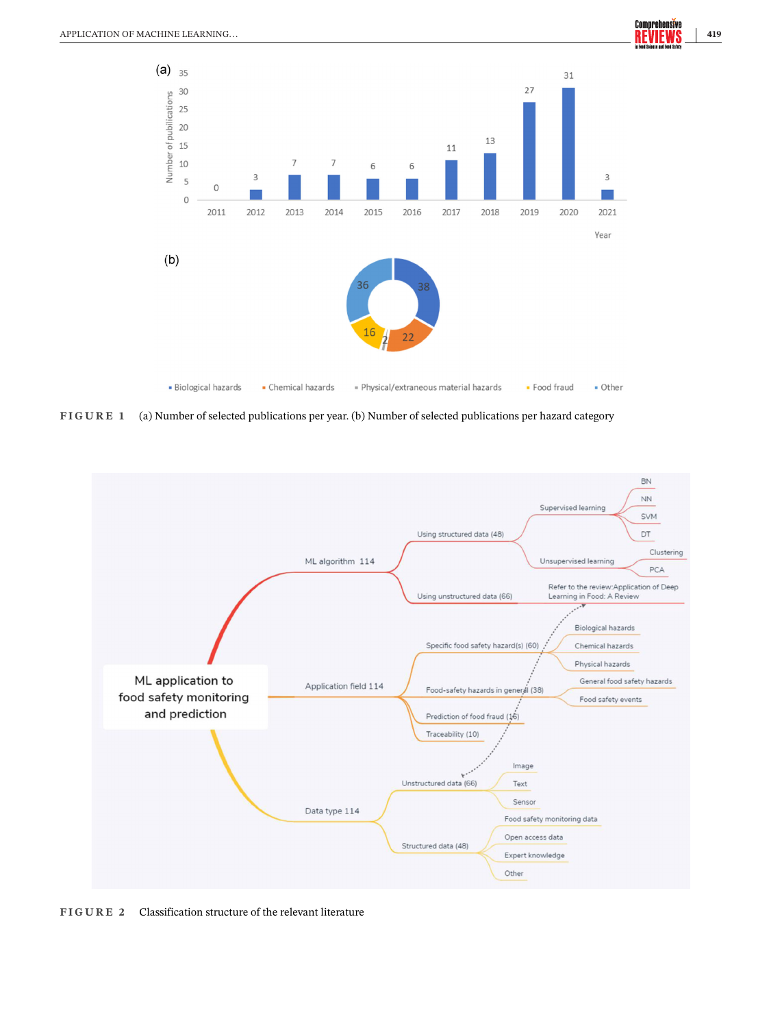FIGURE 1 (a) Number of selected publications per year. (b) Number of selected publications per hazard category

FIGURE 2 Classification structure of the relevant literature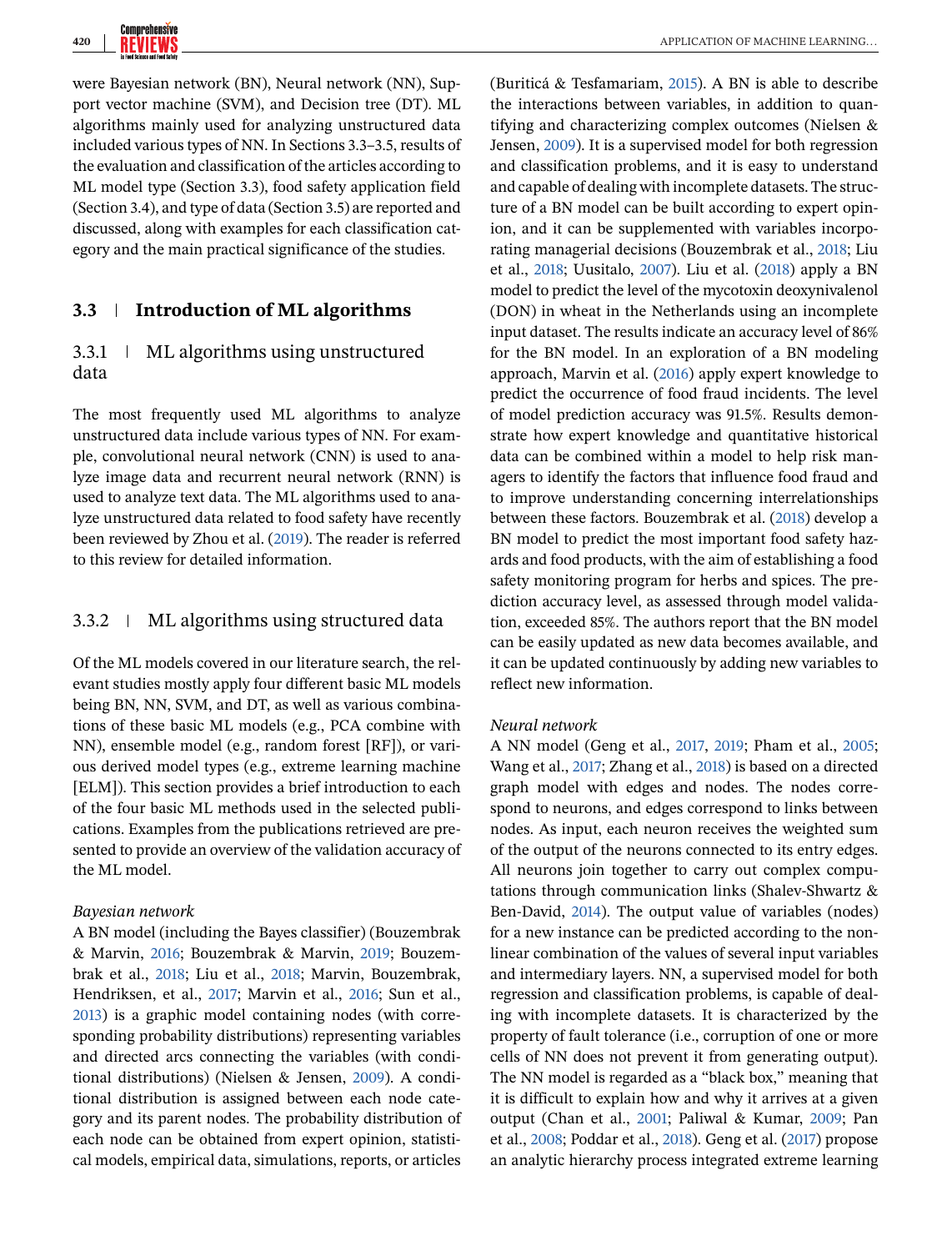were Bayesian network (BN), Neural network (NN), Support vector machine (SVM), and Decision tree (DT). ML algorithms mainly used for analyzing unstructured data included various types of NN. In Sections 3.3–3.5, results of the evaluation and classification of the articles according to ML model type (Section 3.3), food safety application field (Section 3.4), and type of data (Section 3.5) are reported and discussed, along with examples for each classification category and the main practical significance of the studies.

## 3.3 | Introduction of ML algorithms

### 3.3.1 | ML algorithms using unstructured data

The most frequently used ML algorithms to analyze unstructured data include various types of NN. For example, convolutional neural network (CNN) is used to analyze image data and recurrent neural network (RNN) is used to analyze text data. The ML algorithms used to analyze unstructured data related to food safety have recently been reviewed by Zhou et al. (2019). The reader is referred to this review for detailed information.

### 3.3.2 | ML algorithms using structured data

Of the ML models covered in our literature search, the relevant studies mostly apply four different basic ML models being BN, NN, SVM, and DT, as well as various combinations of these basic ML models (e.g., PCA combine with NN), ensemble model (e.g., random forest [RF]), or various derived model types (e.g., extreme learning machine [ELM]). This section provides a brief introduction to each of the four basic ML methods used in the selected publications. Examples from the publications retrieved are presented to provide an overview of the validation accuracy of the ML model.

*Bayesian network*

A BN model (including the Bayes classifier) (Bouzembrak & Marvin, 2016; Bouzembrak & Marvin, 2019; Bouzembrak et al., 2018; Liu et al., 2018; Marvin, Bouzembrak, Hendriksen, et al., 2017; Marvin et al., 2016; Sun et al., 2013) is a graphic model containing nodes (with corresponding probability distributions) representing variables and directed arcs connecting the variables (with conditional distributions) (Nielsen & Jensen, 2009). A conditional distribution is assigned between each node category and its parent nodes. The probability distribution of each node can be obtained from expert opinion, statistical models, empirical data, simulations, reports, or articles (Buriticá & Tesfamariam, 2015). A BN is able to describe the interactions between variables, in addition to quantifying and characterizing complex outcomes (Nielsen & Jensen, 2009). It is a supervised model for both regression and classification problems, and it is easy to understand and capable of dealing with incomplete datasets. The structure of a BN model can be built according to expert opinion, and it can be supplemented with variables incorporating managerial decisions (Bouzembrak et al., 2018; Liu et al., 2018; Uusitalo, 2007). Liu et al. (2018) apply a BN model to predict the level of the mycotoxin deoxynivalenol (DON) in wheat in the Netherlands using an incomplete input dataset. The results indicate an accuracy level of 86% for the BN model. In an exploration of a BN modeling approach, Marvin et al. (2016) apply expert knowledge to predict the occurrence of food fraud incidents. The level of model prediction accuracy was 91.5%. Results demonstrate how expert knowledge and quantitative historical data can be combined within a model to help risk managers to identify the factors that influence food fraud and to improve understanding concerning interrelationships between these factors. Bouzembrak et al. (2018) develop a BN model to predict the most important food safety hazards and food products, with the aim of establishing a food safety monitoring program for herbs and spices. The prediction accuracy level, as assessed through model validation, exceeded 85%. The authors report that the BN model can be easily updated as new data becomes available, and it can be updated continuously by adding new variables to reflect new information.

*Neural network*

A NN model (Geng et al., 2017, 2019; Pham et al., 2005; Wang et al., 2017; Zhang et al., 2018) is based on a directed graph model with edges and nodes. The nodes correspond to neurons, and edges correspond to links between nodes. As input, each neuron receives the weighted sum of the output of the neurons connected to its entry edges. All neurons join together to carry out complex computations through communication links (Shalev-Shwartz & Ben-David, 2014). The output value of variables (nodes) for a new instance can be predicted according to the nonlinear combination of the values of several input variables and intermediary layers. NN, a supervised model for both regression and classification problems, is capable of dealing with incomplete datasets. It is characterized by the property of fault tolerance (i.e., corruption of one or more cells of NN does not prevent it from generating output). The NN model is regarded as a "black box," meaning that it is difficult to explain how and why it arrives at a given output (Chan et al., 2001; Paliwal & Kumar, 2009; Pan et al., 2008; Poddar et al., 2018). Geng et al. (2017) propose an analytic hierarchy process integrated extreme learning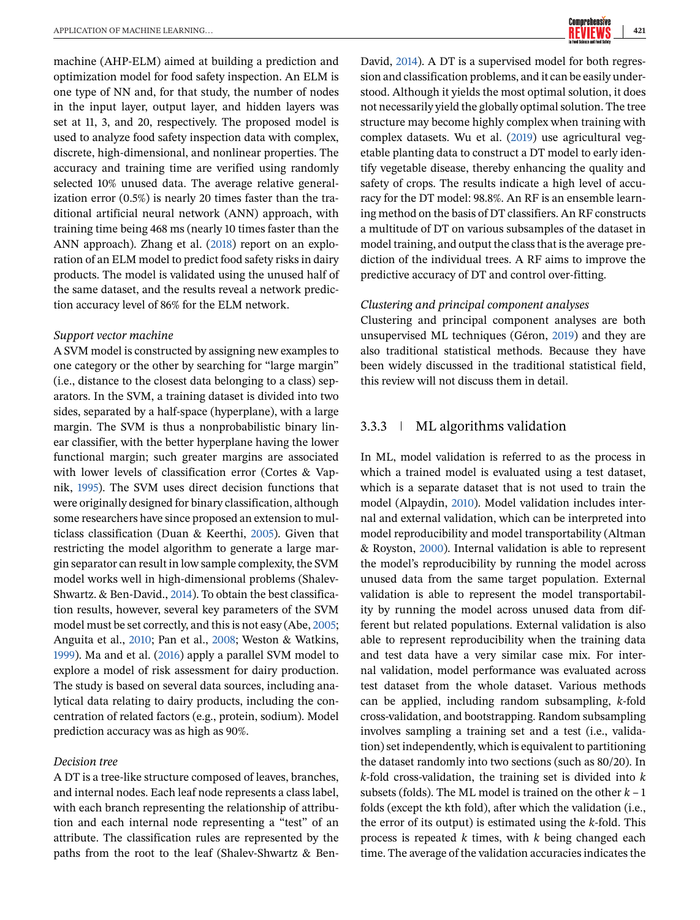machine (AHP-ELM) aimed at building a prediction and optimization model for food safety inspection. An ELM is one type of NN and, for that study, the number of nodes in the input layer, output layer, and hidden layers was set at 11, 3, and 20, respectively. The proposed model is used to analyze food safety inspection data with complex, discrete, high-dimensional, and nonlinear properties. The accuracy and training time are verified using randomly selected 10% unused data. The average relative generalization error (0.5%) is nearly 20 times faster than the traditional artificial neural network (ANN) approach, with training time being 468 ms (nearly 10 times faster than the ANN approach). Zhang et al. (2018) report on an exploration of an ELM model to predict food safety risks in dairy products. The model is validated using the unused half of the same dataset, and the results reveal a network prediction accuracy level of 86% for the ELM network.

*Support vector machine*

A SVM model is constructed by assigning new examples to one category or the other by searching for "large margin" (i.e., distance to the closest data belonging to a class) separators. In the SVM, a training dataset is divided into two sides, separated by a half-space (hyperplane), with a large margin. The SVM is thus a nonprobabilistic binary linear classifier, with the better hyperplane having the lower functional margin; such greater margins are associated with lower levels of classification error (Cortes & Vapnik, 1995). The SVM uses direct decision functions that were originally designed for binary classification, although some researchers have since proposed an extension to multiclass classification (Duan & Keerthi, 2005). Given that restricting the model algorithm to generate a large margin separator can result in low sample complexity, the SVM model works well in high-dimensional problems (Shalev-Shwartz. & Ben-David., 2014). To obtain the best classification results, however, several key parameters of the SVM model must be set correctly, and this is not easy (Abe, 2005; Anguita et al., 2010; Pan et al., 2008; Weston & Watkins, 1999). Ma and et al. (2016) apply a parallel SVM model to explore a model of risk assessment for dairy production. The study is based on several data sources, including analytical data relating to dairy products, including the concentration of related factors (e.g., protein, sodium). Model prediction accuracy was as high as 90%.

*Decision tree*

A DT is a tree-like structure composed of leaves, branches, and internal nodes. Each leaf node represents a class label, with each branch representing the relationship of attribution and each internal node representing a "test" of an attribute. The classification rules are represented by the paths from the root to the leaf (Shalev-Shwartz & Ben-David, 2014). A DT is a supervised model for both regression and classification problems, and it can be easily understood. Although it yields the most optimal solution, it does not necessarily yield the globally optimal solution. The tree structure may become highly complex when training with complex datasets. Wu et al. (2019) use agricultural vegetable planting data to construct a DT model to early identify vegetable disease, thereby enhancing the quality and safety of crops. The results indicate a high level of accuracy for the DT model: 98.8%. An RF is an ensemble learning method on the basis of DT classifiers. An RF constructs a multitude of DT on various subsamples of the dataset in model training, and output the class that is the average prediction of the individual trees. A RF aims to improve the predictive accuracy of DT and control over-fitting.

*Clustering and principal component analyses*

Clustering and principal component analyses are both unsupervised ML techniques (Géron, 2019) and they are also traditional statistical methods. Because they have been widely discussed in the traditional statistical field, this review will not discuss them in detail.

### 3.3.3 | ML algorithms validation

In ML, model validation is referred to as the process in which a trained model is evaluated using a test dataset, which is a separate dataset that is not used to train the model (Alpaydin, 2010). Model validation includes internal and external validation, which can be interpreted into model reproducibility and model transportability (Altman & Royston, 2000). Internal validation is able to represent the model's reproducibility by running the model across unused data from the same target population. External validation is able to represent the model transportability by running the model across unused data from different but related populations. External validation is also able to represent reproducibility when the training data and test data have a very similar case mix. For internal validation, model performance was evaluated across test dataset from the whole dataset. Various methods can be applied, including random subsampling, $k$-fold cross-validation, and bootstrapping. Random subsampling involves sampling a training set and a test (i.e., validation) set independently, which is equivalent to partitioning the dataset randomly into two sections (such as 80/20). In $k$-fold cross-validation, the training set is divided into $k$ subsets (folds). The ML model is trained on the other $k - 1$ folds (except the kth fold), after which the validation (i.e., the error of its output) is estimated using the $k$-fold. This process is repeated $k$ times, with $k$ being changed each time. The average of the validation accuracies indicates the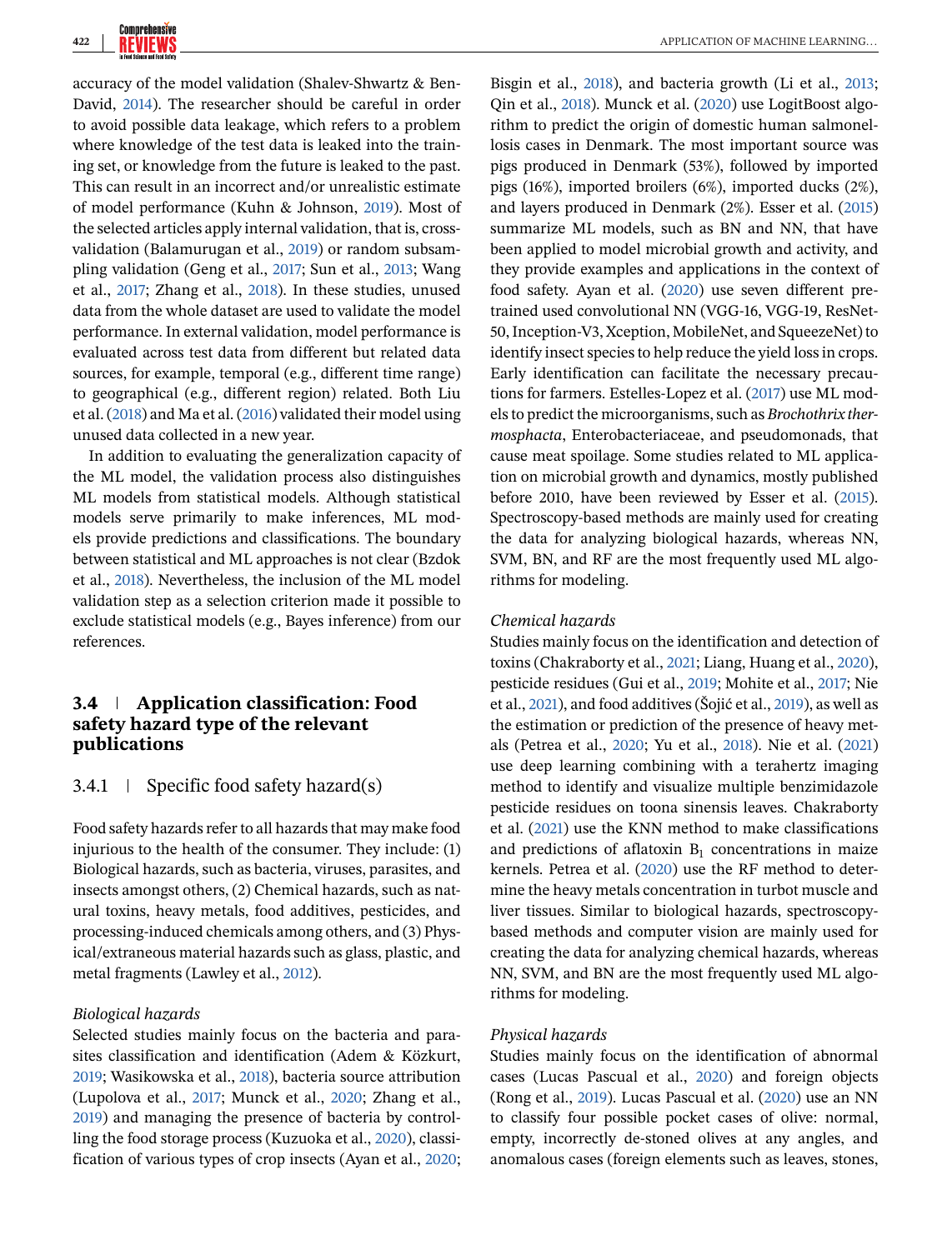accuracy of the model validation (Shalev-Shwartz & Ben-David, 2014). The researcher should be careful in order to avoid possible data leakage, which refers to a problem where knowledge of the test data is leaked into the training set, or knowledge from the future is leaked to the past. This can result in an incorrect and/or unrealistic estimate of model performance (Kuhn & Johnson, 2019). Most of the selected articles apply internal validation, that is, cross-validation (Balamurugan et al., 2019) or random subsampling validation (Geng et al., 2017; Sun et al., 2013; Wang et al., 2017; Zhang et al., 2018). In these studies, unused data from the whole dataset are used to validate the model performance. In external validation, model performance is evaluated across test data from different but related data sources, for example, temporal (e.g., different time range) to geographical (e.g., different region) related. Both Liu et al. (2018) and Ma et al. (2016) validated their model using unused data collected in a new year.

In addition to evaluating the generalization capacity of the ML model, the validation process also distinguishes ML models from statistical models. Although statistical models serve primarily to make inferences, ML models provide predictions and classifications. The boundary between statistical and ML approaches is not clear (Bzdok et al., 2018). Nevertheless, the inclusion of the ML model validation step as a selection criterion made it possible to exclude statistical models (e.g., Bayes inference) from our references.

## 3.4 Application classification: Food safety hazard type of the relevant publications

### 3.4.1 Specific food safety hazard(s)

Food safety hazards refer to all hazards that may make food injurious to the health of the consumer. They include: (1) Biological hazards, such as bacteria, viruses, parasites, and insects amongst others, (2) Chemical hazards, such as natural toxins, heavy metals, food additives, pesticides, and processing-induced chemicals among others, and (3) Physical/extraneous material hazards such as glass, plastic, and metal fragments (Lawley et al., 2012).

*Biological hazards*

Selected studies mainly focus on the bacteria and parasites classification and identification (Adem & Közkurt, 2019; Wasikowska et al., 2018), bacteria source attribution (Lupolova et al., 2017; Munck et al., 2020; Zhang et al., 2019) and managing the presence of bacteria by controlling the food storage process (Kuzuoka et al., 2020), classification of various types of crop insects (Ayan et al., 2020; Bisgin et al., 2018), and bacteria growth (Li et al., 2013; Qin et al., 2018). Munck et al. (2020) use LogitBoost algorithm to predict the origin of domestic human salmonellosis cases in Denmark. The most important source was pigs produced in Denmark (53%), followed by imported pigs (16%), imported broilers (6%), imported ducks (2%), and layers produced in Denmark (2%). Esser et al. (2015) summarize ML models, such as BN and NN, that have been applied to model microbial growth and activity, and they provide examples and applications in the context of food safety. Ayan et al. (2020) use seven different pretrained used convolutional NN (VGG-16, VGG-19, ResNet-50, Inception-V3, Xception, MobileNet, and SqueezeNet) to identify insect species to help reduce the yield loss in crops. Early identification can facilitate the necessary precautions for farmers. Estelles-Lopez et al. (2017) use ML models to predict the microorganisms, such as *Brochothrix thermosphacta*, Enterobacteriaceae, and pseudomonads, that cause meat spoilage. Some studies related to ML application on microbial growth and dynamics, mostly published before 2010, have been reviewed by Esser et al. (2015). Spectroscopy-based methods are mainly used for creating the data for analyzing biological hazards, whereas NN, SVM, BN, and RF are the most frequently used ML algorithms for modeling.

*Chemical hazards*

Studies mainly focus on the identification and detection of toxins (Chakraborty et al., 2021; Liang, Huang et al., 2020), pesticide residues (Gui et al., 2019; Mohite et al., 2017; Nie et al., 2021), and food additives (Šojić et al., 2019), as well as the estimation or prediction of the presence of heavy metals (Petrea et al., 2020; Yu et al., 2018). Nie et al. (2021) use deep learning combining with a terahertz imaging method to identify and visualize multiple benzimidazole pesticide residues on toona sinensis leaves. Chakraborty et al. (2021) use the KNN method to make classifications and predictions of aflatoxin $B_1$ concentrations in maize kernels. Petrea et al. (2020) use the RF method to determine the heavy metals concentration in turbot muscle and liver tissues. Similar to biological hazards, spectroscopy-based methods and computer vision are mainly used for creating the data for analyzing chemical hazards, whereas NN, SVM, and BN are the most frequently used ML algorithms for modeling.

*Physical hazards*

Studies mainly focus on the identification of abnormal cases (Lucas Pascual et al., 2020) and foreign objects (Rong et al., 2019). Lucas Pascual et al. (2020) use an NN to classify four possible pocket cases of olive: normal, empty, incorrectly de-stoned olives at any angles, and anomalous cases (foreign elements such as leaves, stones,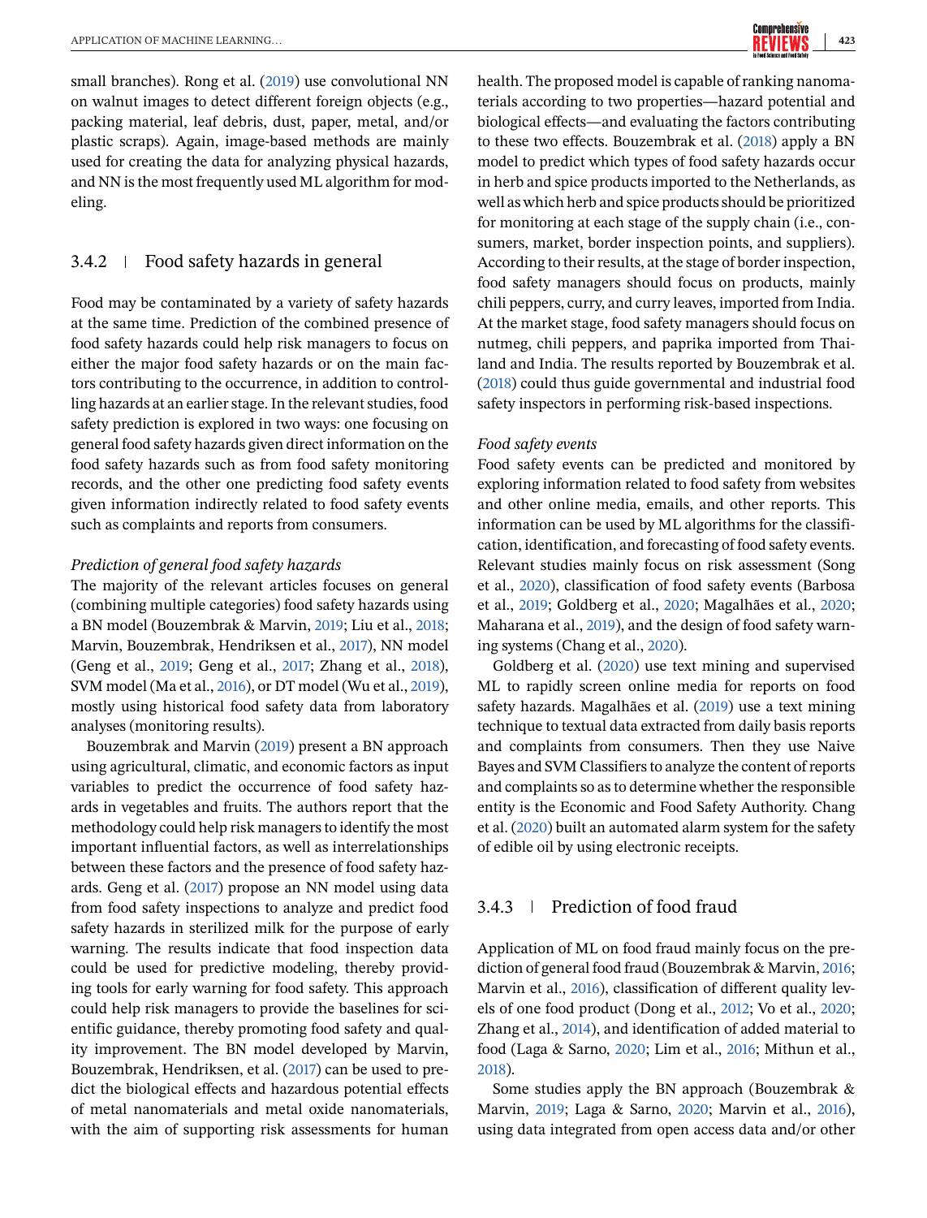small branches). Rong et al. (2019) use convolutional NN on walnut images to detect different foreign objects (e.g., packing material, leaf debris, dust, paper, metal, and/or plastic scraps). Again, image-based methods are mainly used for creating the data for analyzing physical hazards, and NN is the most frequently used ML algorithm for modeling.

### 3.4.2 | Food safety hazards in general

Food may be contaminated by a variety of safety hazards at the same time. Prediction of the combined presence of food safety hazards could help risk managers to focus on either the major food safety hazards or on the main factors contributing to the occurrence, in addition to controlling hazards at an earlier stage. In the relevant studies, food safety prediction is explored in two ways: one focusing on general food safety hazards given direct information on the food safety hazards such as from food safety monitoring records, and the other one predicting food safety events given information indirectly related to food safety events such as complaints and reports from consumers.

*Prediction of general food safety hazards*

The majority of the relevant articles focuses on general (combining multiple categories) food safety hazards using a BN model (Bouzembrak & Marvin, 2019; Liu et al., 2018; Marvin, Bouzembrak, Hendriksen et al., 2017), NN model (Geng et al., 2019; Geng et al., 2017; Zhang et al., 2018), SVM model (Ma et al., 2016), or DT model (Wu et al., 2019), mostly using historical food safety data from laboratory analyses (monitoring results).

Bouzembrak and Marvin (2019) present a BN approach using agricultural, climatic, and economic factors as input variables to predict the occurrence of food safety hazards in vegetables and fruits. The authors report that the methodology could help risk managers to identify the most important influential factors, as well as interrelationships between these factors and the presence of food safety hazards. Geng et al. (2017) propose an NN model using data from food safety inspections to analyze and predict food safety hazards in sterilized milk for the purpose of early warning. The results indicate that food inspection data could be used for predictive modeling, thereby providing tools for early warning for food safety. This approach could help risk managers to provide the baselines for scientific guidance, thereby promoting food safety and quality improvement. The BN model developed by Marvin, Bouzembrak, Hendriksen, et al. (2017) can be used to predict the biological effects and hazardous potential effects of metal nanomaterials and metal oxide nanomaterials, with the aim of supporting risk assessments for human health. The proposed model is capable of ranking nanomaterials according to two properties—hazard potential and biological effects—and evaluating the factors contributing to these two effects. Bouzembrak et al. (2018) apply a BN model to predict which types of food safety hazards occur in herb and spice products imported to the Netherlands, as well as which herb and spice products should be prioritized for monitoring at each stage of the supply chain (i.e., consumers, market, border inspection points, and suppliers). According to their results, at the stage of border inspection, food safety managers should focus on products, mainly chili peppers, curry, and curry leaves, imported from India. At the market stage, food safety managers should focus on nutmeg, chili peppers, and paprika imported from Thailand and India. The results reported by Bouzembrak et al. (2018) could thus guide governmental and industrial food safety inspectors in performing risk-based inspections.

*Food safety events*

Food safety events can be predicted and monitored by exploring information related to food safety from websites and other online media, emails, and other reports. This information can be used by ML algorithms for the classification, identification, and forecasting of food safety events. Relevant studies mainly focus on risk assessment (Song et al., 2020), classification of food safety events (Barbosa et al., 2019; Goldberg et al., 2020; Magalhães et al., 2020; Maharana et al., 2019), and the design of food safety warning systems (Chang et al., 2020).

Goldberg et al. (2020) use text mining and supervised ML to rapidly screen online media for reports on food safety hazards. Magalhães et al. (2019) use a text mining technique to textual data extracted from daily basis reports and complaints from consumers. Then they use Naive Bayes and SVM Classifiers to analyze the content of reports and complaints so as to determine whether the responsible entity is the Economic and Food Safety Authority. Chang et al. (2020) built an automated alarm system for the safety of edible oil by using electronic receipts.

### 3.4.3 | Prediction of food fraud

Application of ML on food fraud mainly focus on the prediction of general food fraud (Bouzembrak & Marvin, 2016; Marvin et al., 2016), classification of different quality levels of one food product (Dong et al., 2012; Vo et al., 2020; Zhang et al., 2014), and identification of added material to food (Laga & Sarno, 2020; Lim et al., 2016; Mithun et al., 2018).

Some studies apply the BN approach (Bouzembrak & Marvin, 2019; Laga & Sarno, 2020; Marvin et al., 2016), using data integrated from open access data and/or other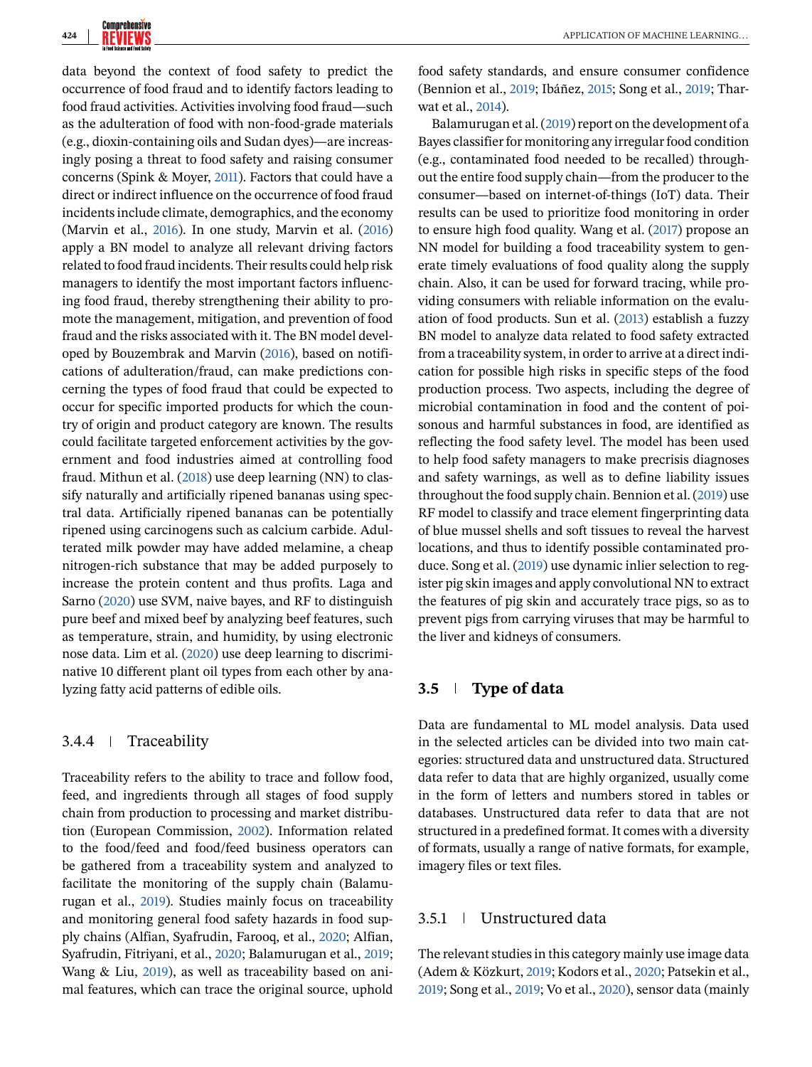data beyond the context of food safety to predict the occurrence of food fraud and to identify factors leading to food fraud activities. Activities involving food fraud—such as the adulteration of food with non-food-grade materials (e.g., dioxin-containing oils and Sudan dyes)—are increasingly posing a threat to food safety and raising consumer concerns (Spink & Moyer, 2011). Factors that could have a direct or indirect influence on the occurrence of food fraud incidents include climate, demographics, and the economy (Marvin et al., 2016). In one study, Marvin et al. (2016) apply a BN model to analyze all relevant driving factors related to food fraud incidents. Their results could help risk managers to identify the most important factors influencing food fraud, thereby strengthening their ability to promote the management, mitigation, and prevention of food fraud and the risks associated with it. The BN model developed by Bouzembrak and Marvin (2016), based on notifications of adulteration/fraud, can make predictions concerning the types of food fraud that could be expected to occur for specific imported products for which the country of origin and product category are known. The results could facilitate targeted enforcement activities by the government and food industries aimed at controlling food fraud. Mithun et al. (2018) use deep learning (NN) to classify naturally and artificially ripened bananas using spectral data. Artificially ripened bananas can be potentially ripened using carcinogens such as calcium carbide. Adulterated milk powder may have added melamine, a cheap nitrogen-rich substance that may be added purposely to increase the protein content and thus profits. Laga and Sarno (2020) use SVM, naive bayes, and RF to distinguish pure beef and mixed beef by analyzing beef features, such as temperature, strain, and humidity, by using electronic nose data. Lim et al. (2020) use deep learning to discriminative 10 different plant oil types from each other by analyzing fatty acid patterns of edible oils.

### 3.4.4 | Traceability

Traceability refers to the ability to trace and follow food, feed, and ingredients through all stages of food supply chain from production to processing and market distribution (European Commission, 2002). Information related to the food/feed and food/feed business operators can be gathered from a traceability system and analyzed to facilitate the monitoring of the supply chain (Balamurugan et al., 2019). Studies mainly focus on traceability and monitoring general food safety hazards in food supply chains (Alfian, Syafrudin, Farooq, et al., 2020; Alfian, Syafrudin, Fitriyani, et al., 2020; Balamurugan et al., 2019; Wang & Liu, 2019), as well as traceability based on animal features, which can trace the original source, uphold food safety standards, and ensure consumer confidence (Bennion et al., 2019; Ibáñez, 2015; Song et al., 2019; Tharwat et al., 2014).

Balamurugan et al. (2019) report on the development of a Bayes classifier for monitoring any irregular food condition (e.g., contaminated food needed to be recalled) throughout the entire food supply chain—from the producer to the consumer—based on internet-of-things (IoT) data. Their results can be used to prioritize food monitoring in order to ensure high food quality. Wang et al. (2017) propose an NN model for building a food traceability system to generate timely evaluations of food quality along the supply chain. Also, it can be used for forward tracing, while providing consumers with reliable information on the evaluation of food products. Sun et al. (2013) establish a fuzzy BN model to analyze data related to food safety extracted from a traceability system, in order to arrive at a direct indication for possible high risks in specific steps of the food production process. Two aspects, including the degree of microbial contamination in food and the content of poisonous and harmful substances in food, are identified as reflecting the food safety level. The model has been used to help food safety managers to make precrisis diagnoses and safety warnings, as well as to define liability issues throughout the food supply chain. Bennion et al. (2019) use RF model to classify and trace element fingerprinting data of blue mussel shells and soft tissues to reveal the harvest locations, and thus to identify possible contaminated produce. Song et al. (2019) use dynamic inlier selection to register pig skin images and apply convolutional NN to extract the features of pig skin and accurately trace pigs, so as to prevent pigs from carrying viruses that may be harmful to the liver and kidneys of consumers.

## 3.5 | Type of data

Data are fundamental to ML model analysis. Data used in the selected articles can be divided into two main categories: structured data and unstructured data. Structured data refer to data that are highly organized, usually come in the form of letters and numbers stored in tables or databases. Unstructured data refer to data that are not structured in a predefined format. It comes with a diversity of formats, usually a range of native formats, for example, imagery files or text files.

### 3.5.1 | Unstructured data

The relevant studies in this category mainly use image data (Adem & Közkurt, 2019; Kodors et al., 2020; Patsekin et al., 2019; Song et al., 2019; Vo et al., 2020), sensor data (mainly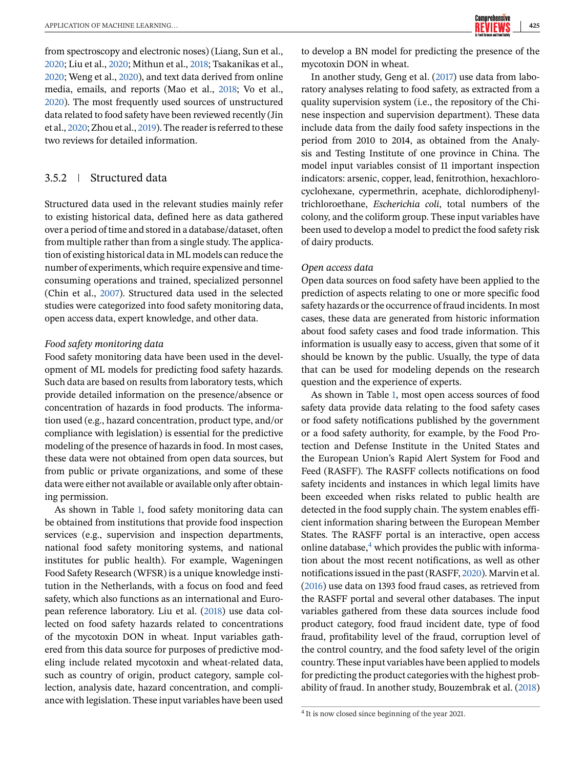from spectroscopy and electronic noses) (Liang, Sun et al., 2020; Liu et al., 2020; Mithun et al., 2018; Tsakanikas et al., 2020; Weng et al., 2020), and text data derived from online media, emails, and reports (Mao et al., 2018; Vo et al., 2020). The most frequently used sources of unstructured data related to food safety have been reviewed recently (Jin et al., 2020; Zhou et al., 2019). The reader is referred to these two reviews for detailed information.

### 3.5.2 | Structured data

Structured data used in the relevant studies mainly refer to existing historical data, defined here as data gathered over a period of time and stored in a database/dataset, often from multiple rather than from a single study. The application of existing historical data in ML models can reduce the number of experiments, which require expensive and time-consuming operations and trained, specialized personnel (Chin et al., 2007). Structured data used in the selected studies were categorized into food safety monitoring data, open access data, expert knowledge, and other data.

*Food safety monitoring data*

Food safety monitoring data have been used in the development of ML models for predicting food safety hazards. Such data are based on results from laboratory tests, which provide detailed information on the presence/absence or concentration of hazards in food products. The information used (e.g., hazard concentration, product type, and/or compliance with legislation) is essential for the predictive modeling of the presence of hazards in food. In most cases, these data were not obtained from open data sources, but from public or private organizations, and some of these data were either not available or available only after obtaining permission.

As shown in Table 1, food safety monitoring data can be obtained from institutions that provide food inspection services (e.g., supervision and inspection departments, national food safety monitoring systems, and national institutes for public health). For example, Wageningen Food Safety Research (WFSR) is a unique knowledge institution in the Netherlands, with a focus on food and feed safety, which also functions as an international and European reference laboratory. Liu et al. (2018) use data collected on food safety hazards related to concentrations of the mycotoxin DON in wheat. Input variables gathered from this data source for purposes of predictive modeling include related mycotoxin and wheat-related data, such as country of origin, product category, sample collection, analysis date, hazard concentration, and compliance with legislation. These input variables have been used to develop a BN model for predicting the presence of the mycotoxin DON in wheat.

In another study, Geng et al. (2017) use data from laboratory analyses relating to food safety, as extracted from a quality supervision system (i.e., the repository of the Chinese inspection and supervision department). These data include data from the daily food safety inspections in the period from 2010 to 2014, as obtained from the Analysis and Testing Institute of one province in China. The model input variables consist of 11 important inspection indicators: arsenic, copper, lead, fenitrothion, hexachlorocyclohexane, cypermethrin, acephate, dichlorodiphenyltrichloroethane, *Escherichia coli*, total numbers of the colony, and the coliform group. These input variables have been used to develop a model to predict the food safety risk of dairy products.

*Open access data*

Open data sources on food safety have been applied to the prediction of aspects relating to one or more specific food safety hazards or the occurrence of fraud incidents. In most cases, these data are generated from historic information about food safety cases and food trade information. This information is usually easy to access, given that some of it should be known by the public. Usually, the type of data that can be used for modeling depends on the research question and the experience of experts.

As shown in Table 1, most open access sources of food safety data provide data relating to the food safety cases or food safety notifications published by the government or a food safety authority, for example, by the Food Protection and Defense Institute in the United States and the European Union's Rapid Alert System for Food and Feed (RASFF). The RASFF collects notifications on food safety incidents and instances in which legal limits have been exceeded when risks related to public health are detected in the food supply chain. The system enables efficient information sharing between the European Member States. The RASFF portal is an interactive, open access online database,[4] which provides the public with information about the most recent notifications, as well as other notifications issued in the past (RASFF, 2020). Marvin et al. (2016) use data on 1393 food fraud cases, as retrieved from the RASFF portal and several other databases. The input variables gathered from these data sources include food product category, food fraud incident date, type of food fraud, profitability level of the fraud, corruption level of the control country, and the food safety level of the origin country. These input variables have been applied to models for predicting the product categories with the highest probability of fraud. In another study, Bouzembrak et al. (2018)

[4] It is now closed since beginning of the year 2021.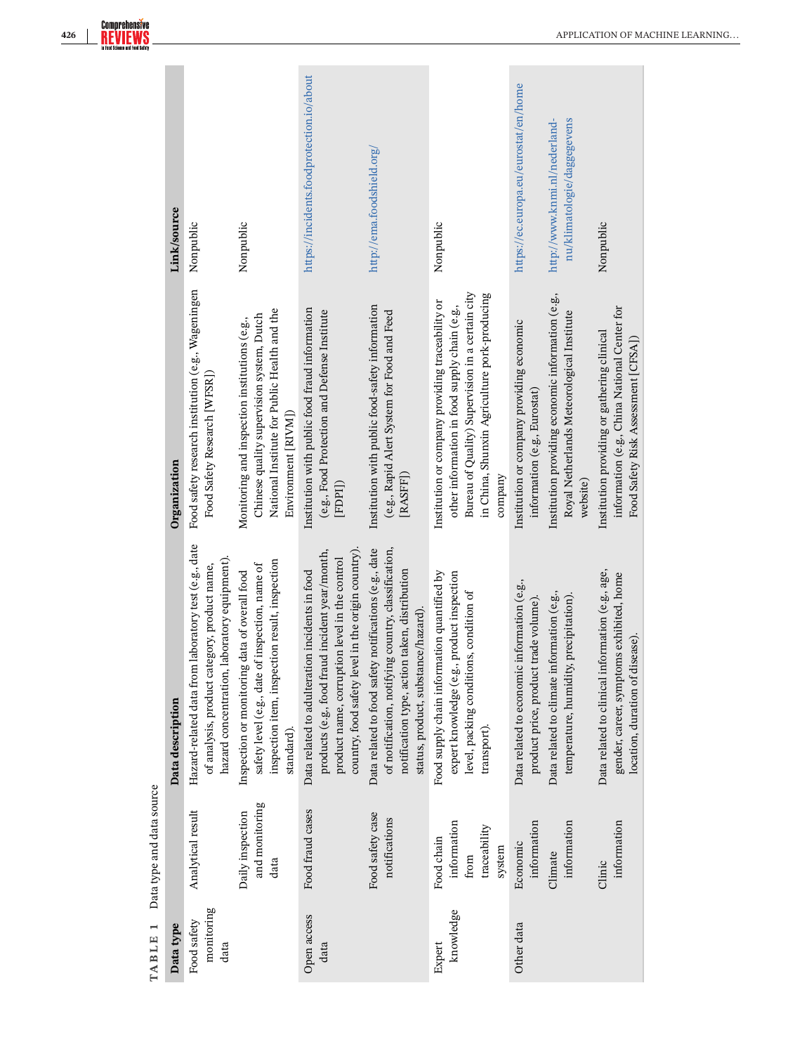**TABLE 1** Data type and data source

| Data type | | Data description | Organization | Link/source |
|---|---|---|---|---|
| Food safety monitoring data | Analytical result | Hazard-related data from laboratory test (e.g., date of analysis, product category, product name, hazard concentration, laboratory equipment). | Food safety research institution (e.g., Wageningen Food Safety Research [WFSR]) | Nonpublic |
| | Daily inspection and monitoring data | Inspection or monitoring data of overall food safety level (e.g., date of inspection, name of inspection item, inspection result, inspection standard). | Monitoring and inspection institutions (e.g., Chinese quality supervision system, Dutch National Institute for Public Health and the Environment [RIVM]) | Nonpublic |
| Open access data | Food fraud cases | Data related to adulteration incidents in food products (e.g., food fraud incident year/month, product name, corruption level in the control country, food safety level in the origin country). | Institution with public food fraud information (e.g., Food Protection and Defense Institute [FDPI]) | https://incidents.foodprotection.io/about |
| | Food safety case notifications | Data related to food safety notifications (e.g., date of notification, notifying country, classification, notification type, action taken, distribution status, product, substance/hazard). | Institution with public food-safety information (e.g., Rapid Alert System for Food and Feed [RASFF]) | http://ema.foodshield.org/ |
| Expert knowledge | Food chain information from traceability system | Food supply chain information quantified by expert knowledge (e.g., product inspection level, packing conditions, condition of transport). | Institution or company providing traceability or other information in food supply chain (e.g., Bureau of Quality) Supervision in a certain city in China, Shunxin Agriculture pork-producing company | Nonpublic |
| Other data | Economic information | Data related to economic information (e.g., product price, product trade volume). | Institution or company providing economic information (e.g., Eurostat) | https://ec.europa.eu/eurostat/en/home |
| | Climate information | Data related to climate information (e.g., temperature, humidity, precipitation). | Institution providing economic information (e.g., Royal Netherlands Meteorological Institute website) | http://www.knmi.nl/nederland-nu/klimatologie/daggegevens |
| | Clinic information | Data related to clinical information (e.g., age, gender, career, symptoms exhibited, home location, duration of disease). | Institution providing or gathering clinical information (e.g., China National Center for Food Safety Risk Assessment [CFSA]) | Nonpublic |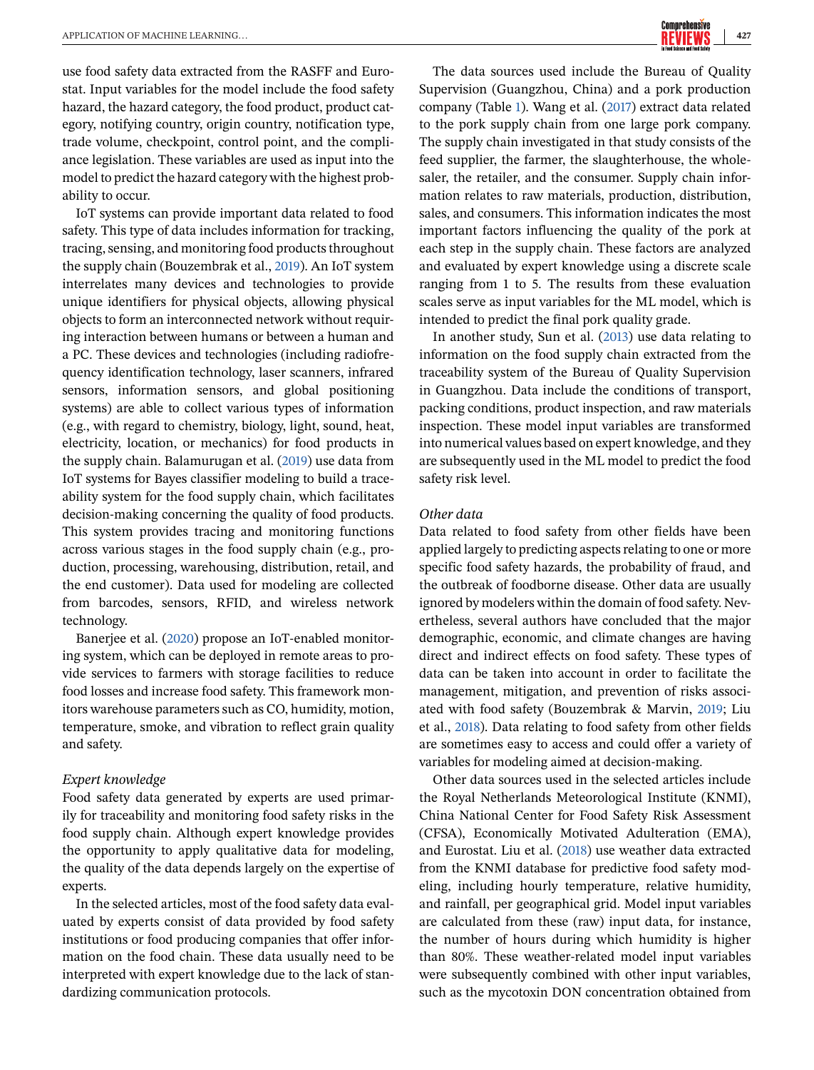use food safety data extracted from the RASFF and Eurostat. Input variables for the model include the food safety hazard, the hazard category, the food product, product category, notifying country, origin country, notification type, trade volume, checkpoint, control point, and the compliance legislation. These variables are used as input into the model to predict the hazard category with the highest probability to occur.

IoT systems can provide important data related to food safety. This type of data includes information for tracking, tracing, sensing, and monitoring food products throughout the supply chain (Bouzembrak et al., 2019). An IoT system interrelates many devices and technologies to provide unique identifiers for physical objects, allowing physical objects to form an interconnected network without requiring interaction between humans or between a human and a PC. These devices and technologies (including radiofrequency identification technology, laser scanners, infrared sensors, information sensors, and global positioning systems) are able to collect various types of information (e.g., with regard to chemistry, biology, light, sound, heat, electricity, location, or mechanics) for food products in the supply chain. Balamurugan et al. (2019) use data from IoT systems for Bayes classifier modeling to build a traceability system for the food supply chain, which facilitates decision-making concerning the quality of food products. This system provides tracing and monitoring functions across various stages in the food supply chain (e.g., production, processing, warehousing, distribution, retail, and the end customer). Data used for modeling are collected from barcodes, sensors, RFID, and wireless network technology.

Banerjee et al. (2020) propose an IoT-enabled monitoring system, which can be deployed in remote areas to provide services to farmers with storage facilities to reduce food losses and increase food safety. This framework monitors warehouse parameters such as CO, humidity, motion, temperature, smoke, and vibration to reflect grain quality and safety.

*Expert knowledge*

Food safety data generated by experts are used primarily for traceability and monitoring food safety risks in the food supply chain. Although expert knowledge provides the opportunity to apply qualitative data for modeling, the quality of the data depends largely on the expertise of experts.

In the selected articles, most of the food safety data evaluated by experts consist of data provided by food safety institutions or food producing companies that offer information on the food chain. These data usually need to be interpreted with expert knowledge due to the lack of standardizing communication protocols.

The data sources used include the Bureau of Quality Supervision (Guangzhou, China) and a pork production company (Table 1). Wang et al. (2017) extract data related to the pork supply chain from one large pork company. The supply chain investigated in that study consists of the feed supplier, the farmer, the slaughterhouse, the wholesaler, the retailer, and the consumer. Supply chain information relates to raw materials, production, distribution, sales, and consumers. This information indicates the most important factors influencing the quality of the pork at each step in the supply chain. These factors are analyzed and evaluated by expert knowledge using a discrete scale ranging from 1 to 5. The results from these evaluation scales serve as input variables for the ML model, which is intended to predict the final pork quality grade.

In another study, Sun et al. (2013) use data relating to information on the food supply chain extracted from the traceability system of the Bureau of Quality Supervision in Guangzhou. Data include the conditions of transport, packing conditions, product inspection, and raw materials inspection. These model input variables are transformed into numerical values based on expert knowledge, and they are subsequently used in the ML model to predict the food safety risk level.

*Other data*

Data related to food safety from other fields have been applied largely to predicting aspects relating to one or more specific food safety hazards, the probability of fraud, and the outbreak of foodborne disease. Other data are usually ignored by modelers within the domain of food safety. Nevertheless, several authors have concluded that the major demographic, economic, and climate changes are having direct and indirect effects on food safety. These types of data can be taken into account in order to facilitate the management, mitigation, and prevention of risks associated with food safety (Bouzembrak & Marvin, 2019; Liu et al., 2018). Data relating to food safety from other fields are sometimes easy to access and could offer a variety of variables for modeling aimed at decision-making.

Other data sources used in the selected articles include the Royal Netherlands Meteorological Institute (KNMI), China National Center for Food Safety Risk Assessment (CFSA), Economically Motivated Adulteration (EMA), and Eurostat. Liu et al. (2018) use weather data extracted from the KNMI database for predictive food safety modeling, including hourly temperature, relative humidity, and rainfall, per geographical grid. Model input variables are calculated from these (raw) input data, for instance, the number of hours during which humidity is higher than 80%. These weather-related model input variables were subsequently combined with other input variables, such as the mycotoxin DON concentration obtained from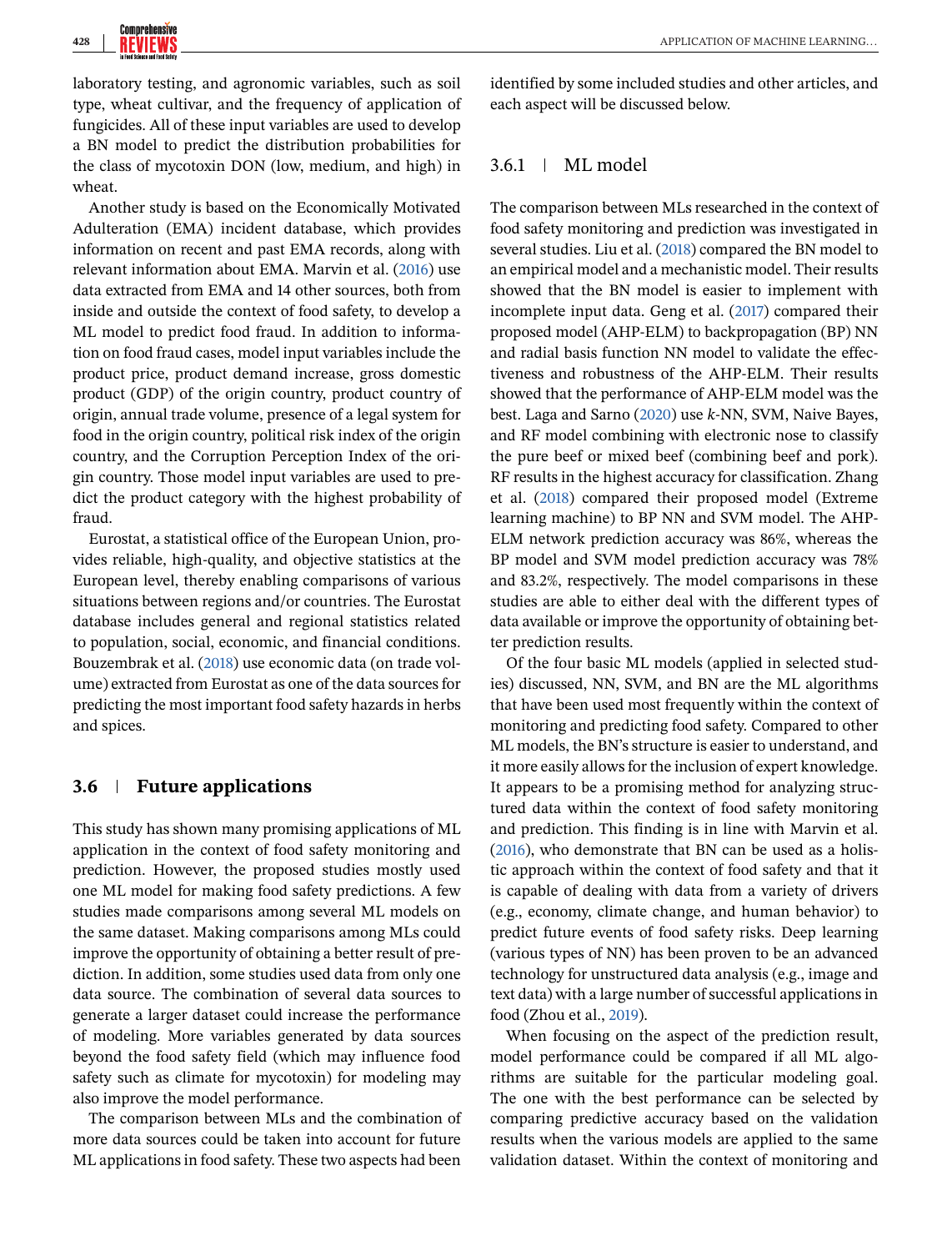laboratory testing, and agronomic variables, such as soil type, wheat cultivar, and the frequency of application of fungicides. All of these input variables are used to develop a BN model to predict the distribution probabilities for the class of mycotoxin DON (low, medium, and high) in wheat.

Another study is based on the Economically Motivated Adulteration (EMA) incident database, which provides information on recent and past EMA records, along with relevant information about EMA. Marvin et al. (2016) use data extracted from EMA and 14 other sources, both from inside and outside the context of food safety, to develop a ML model to predict food fraud. In addition to information on food fraud cases, model input variables include the product price, product demand increase, gross domestic product (GDP) of the origin country, product country of origin, annual trade volume, presence of a legal system for food in the origin country, political risk index of the origin country, and the Corruption Perception Index of the origin country. Those model input variables are used to predict the product category with the highest probability of fraud.

Eurostat, a statistical office of the European Union, provides reliable, high-quality, and objective statistics at the European level, thereby enabling comparisons of various situations between regions and/or countries. The Eurostat database includes general and regional statistics related to population, social, economic, and financial conditions. Bouzembrak et al. (2018) use economic data (on trade volume) extracted from Eurostat as one of the data sources for predicting the most important food safety hazards in herbs and spices.

## 3.6 | Future applications

This study has shown many promising applications of ML application in the context of food safety monitoring and prediction. However, the proposed studies mostly used one ML model for making food safety predictions. A few studies made comparisons among several ML models on the same dataset. Making comparisons among MLs could improve the opportunity of obtaining a better result of prediction. In addition, some studies used data from only one data source. The combination of several data sources to generate a larger dataset could increase the performance of modeling. More variables generated by data sources beyond the food safety field (which may influence food safety such as climate for mycotoxin) for modeling may also improve the model performance.

The comparison between MLs and the combination of more data sources could be taken into account for future ML applications in food safety. These two aspects had been identified by some included studies and other articles, and each aspect will be discussed below.

### 3.6.1 | ML model

The comparison between MLs researched in the context of food safety monitoring and prediction was investigated in several studies. Liu et al. (2018) compared the BN model to an empirical model and a mechanistic model. Their results showed that the BN model is easier to implement with incomplete input data. Geng et al. (2017) compared their proposed model (AHP-ELM) to backpropagation (BP) NN and radial basis function NN model to validate the effectiveness and robustness of the AHP-ELM. Their results showed that the performance of AHP-ELM model was the best. Laga and Sarno (2020) use *k*-NN, SVM, Naive Bayes, and RF model combining with electronic nose to classify the pure beef or mixed beef (combining beef and pork). RF results in the highest accuracy for classification. Zhang et al. (2018) compared their proposed model (Extreme learning machine) to BP NN and SVM model. The AHP-ELM network prediction accuracy was 86%, whereas the BP model and SVM model prediction accuracy was 78% and 83.2%, respectively. The model comparisons in these studies are able to either deal with the different types of data available or improve the opportunity of obtaining better prediction results.

Of the four basic ML models (applied in selected studies) discussed, NN, SVM, and BN are the ML algorithms that have been used most frequently within the context of monitoring and predicting food safety. Compared to other ML models, the BN's structure is easier to understand, and it more easily allows for the inclusion of expert knowledge. It appears to be a promising method for analyzing structured data within the context of food safety monitoring and prediction. This finding is in line with Marvin et al. (2016), who demonstrate that BN can be used as a holistic approach within the context of food safety and that it is capable of dealing with data from a variety of drivers (e.g., economy, climate change, and human behavior) to predict future events of food safety risks. Deep learning (various types of NN) has been proven to be an advanced technology for unstructured data analysis (e.g., image and text data) with a large number of successful applications in food (Zhou et al., 2019).

When focusing on the aspect of the prediction result, model performance could be compared if all ML algorithms are suitable for the particular modeling goal. The one with the best performance can be selected by comparing predictive accuracy based on the validation results when the various models are applied to the same validation dataset. Within the context of monitoring and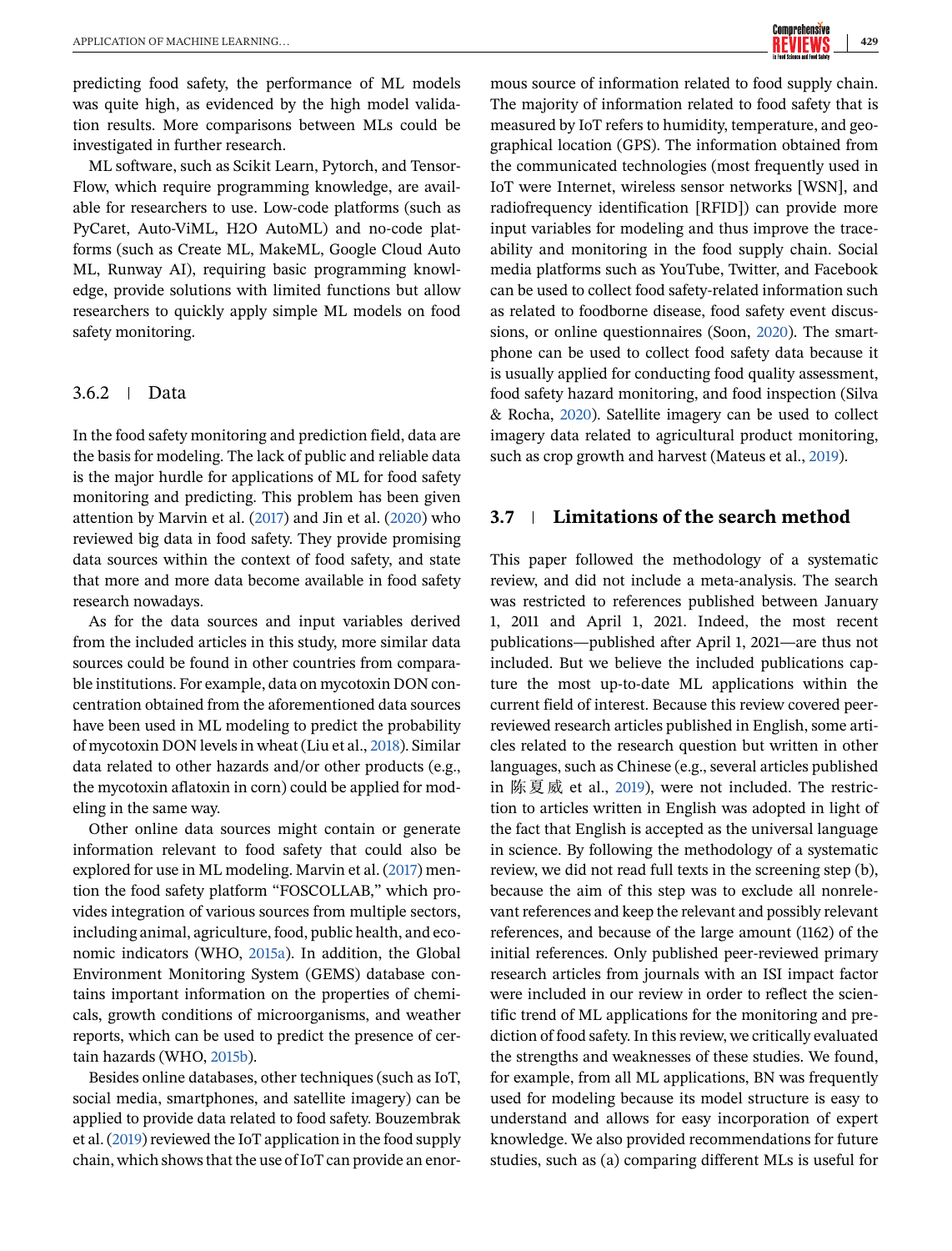predicting food safety, the performance of ML models was quite high, as evidenced by the high model validation results. More comparisons between MLs could be investigated in further research.

ML software, such as Scikit Learn, Pytorch, and TensorFlow, which require programming knowledge, are available for researchers to use. Low-code platforms (such as PyCaret, Auto-ViML, H2O AutoML) and no-code platforms (such as Create ML, MakeML, Google Cloud Auto ML, Runway AI), requiring basic programming knowledge, provide solutions with limited functions but allow researchers to quickly apply simple ML models on food safety monitoring.

### 3.6.2 | Data

In the food safety monitoring and prediction field, data are the basis for modeling. The lack of public and reliable data is the major hurdle for applications of ML for food safety monitoring and predicting. This problem has been given attention by Marvin et al. (2017) and Jin et al. (2020) who reviewed big data in food safety. They provide promising data sources within the context of food safety, and state that more and more data become available in food safety research nowadays.

As for the data sources and input variables derived from the included articles in this study, more similar data sources could be found in other countries from comparable institutions. For example, data on mycotoxin DON concentration obtained from the aforementioned data sources have been used in ML modeling to predict the probability of mycotoxin DON levels in wheat (Liu et al., 2018). Similar data related to other hazards and/or other products (e.g., the mycotoxin aflatoxin in corn) could be applied for modeling in the same way.

Other online data sources might contain or generate information relevant to food safety that could also be explored for use in ML modeling. Marvin et al. (2017) mention the food safety platform "FOSCOLLAB," which provides integration of various sources from multiple sectors, including animal, agriculture, food, public health, and economic indicators (WHO, 2015a). In addition, the Global Environment Monitoring System (GEMS) database contains important information on the properties of chemicals, growth conditions of microorganisms, and weather reports, which can be used to predict the presence of certain hazards (WHO, 2015b).

Besides online databases, other techniques (such as IoT, social media, smartphones, and satellite imagery) can be applied to provide data related to food safety. Bouzembrak et al. (2019) reviewed the IoT application in the food supply chain, which shows that the use of IoT can provide an enormous source of information related to food supply chain. The majority of information related to food safety that is measured by IoT refers to humidity, temperature, and geographical location (GPS). The information obtained from the communicated technologies (most frequently used in IoT were Internet, wireless sensor networks [WSN], and radiofrequency identification [RFID]) can provide more input variables for modeling and thus improve the traceability and monitoring in the food supply chain. Social media platforms such as YouTube, Twitter, and Facebook can be used to collect food safety-related information such as related to foodborne disease, food safety event discussions, or online questionnaires (Soon, 2020). The smartphone can be used to collect food safety data because it is usually applied for conducting food quality assessment, food safety hazard monitoring, and food inspection (Silva & Rocha, 2020). Satellite imagery can be used to collect imagery data related to agricultural product monitoring, such as crop growth and harvest (Mateus et al., 2019).

## 3.7 | Limitations of the search method

This paper followed the methodology of a systematic review, and did not include a meta-analysis. The search was restricted to references published between January 1, 2011 and April 1, 2021. Indeed, the most recent publications—published after April 1, 2021—are thus not included. But we believe the included publications capture the most up-to-date ML applications within the current field of interest. Because this review covered peer-reviewed research articles published in English, some articles related to the research question but written in other languages, such as Chinese (e.g., several articles published in 陈夏威 et al., 2019), were not included. The restriction to articles written in English was adopted in light of the fact that English is accepted as the universal language in science. By following the methodology of a systematic review, we did not read full texts in the screening step (b), because the aim of this step was to exclude all nonrelevant references and keep the relevant and possibly relevant references, and because of the large amount (1162) of the initial references. Only published peer-reviewed primary research articles from journals with an ISI impact factor were included in our review in order to reflect the scientific trend of ML applications for the monitoring and prediction of food safety. In this review, we critically evaluated the strengths and weaknesses of these studies. We found, for example, from all ML applications, BN was frequently used for modeling because its model structure is easy to understand and allows for easy incorporation of expert knowledge. We also provided recommendations for future studies, such as (a) comparing different MLs is useful for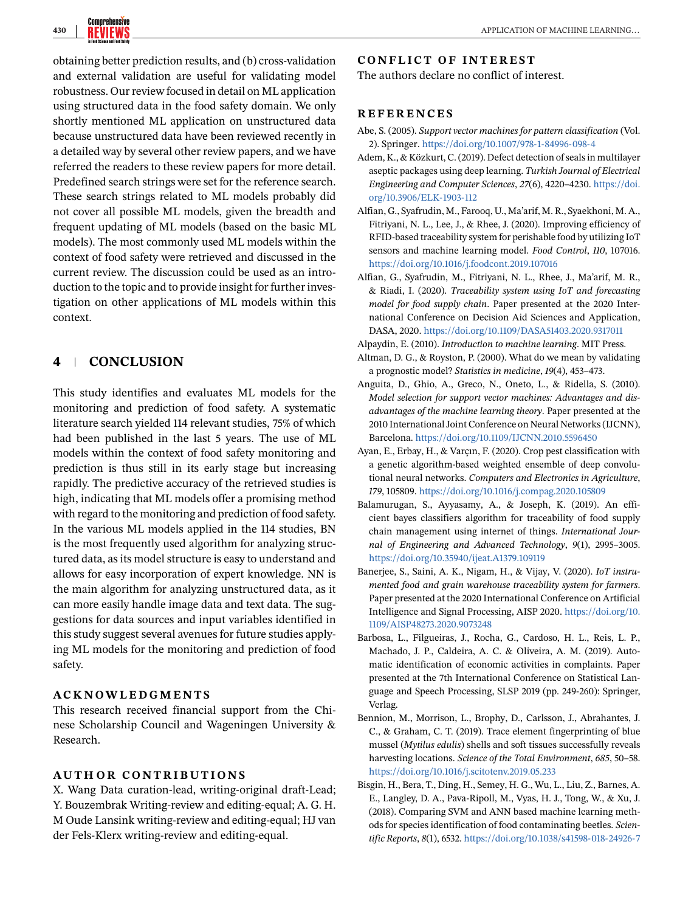obtaining better prediction results, and (b) cross-validation and external validation are useful for validating model robustness. Our review focused in detail on ML application using structured data in the food safety domain. We only shortly mentioned ML application on unstructured data because unstructured data have been reviewed recently in a detailed way by several other review papers, and we have referred the readers to these review papers for more detail. Predefined search strings were set for the reference search. These search strings related to ML models probably did not cover all possible ML models, given the breadth and frequent updating of ML models (based on the basic ML models). The most commonly used ML models within the context of food safety were retrieved and discussed in the current review. The discussion could be used as an introduction to the topic and to provide insight for further investigation on other applications of ML models within this context.

## 4 | CONCLUSION

This study identifies and evaluates ML models for the monitoring and prediction of food safety. A systematic literature search yielded 114 relevant studies, 75% of which had been published in the last 5 years. The use of ML models within the context of food safety monitoring and prediction is thus still in its early stage but increasing rapidly. The predictive accuracy of the retrieved studies is high, indicating that ML models offer a promising method with regard to the monitoring and prediction of food safety. In the various ML models applied in the 114 studies, BN is the most frequently used algorithm for analyzing structured data, as its model structure is easy to understand and allows for easy incorporation of expert knowledge. NN is the main algorithm for analyzing unstructured data, as it can more easily handle image data and text data. The suggestions for data sources and input variables identified in this study suggest several avenues for future studies applying ML models for the monitoring and prediction of food safety.

## ACKNOWLEDGMENTS

This research received financial support from the Chinese Scholarship Council and Wageningen University & Research.

## AUTHOR CONTRIBUTIONS

X. Wang Data curation-lead, writing-original draft-Lead; Y. Bouzembrak Writing-review and editing-equal; A. G. H. M Oude Lansink writing-review and editing-equal; HJ van der Fels-Klerx writing-review and editing-equal.

## CONFLICT OF INTEREST

The authors declare no conflict of interest.

## REFERENCES

Abe, S. (2005). *Support vector machines for pattern classification* (Vol. 2). Springer. https://doi.org/10.1007/978-1-84996-098-4

Adem, K., & Közkurt, C. (2019). Defect detection of seals in multilayer aseptic packages using deep learning. *Turkish Journal of Electrical Engineering and Computer Sciences*, *27*(6), 4220–4230. https://doi.org/10.3906/ELK-1903-112

Alfian, G., Syafrudin, M., Farooq, U., Ma'arif, M. R., Syaekhoni, M. A., Fitriyani, N. L., Lee, J., & Rhee, J. (2020). Improving efficiency of RFID-based traceability system for perishable food by utilizing IoT sensors and machine learning model. *Food Control*, *110*, 107016. https://doi.org/10.1016/j.foodcont.2019.107016

Alfian, G., Syafrudin, M., Fitriyani, N. L., Rhee, J., Ma'arif, M. R., & Riadi, I. (2020). *Traceability system using IoT and forecasting model for food supply chain*. Paper presented at the 2020 International Conference on Decision Aid Sciences and Application, DASA, 2020. https://doi.org/10.1109/DASA51403.2020.9317011

Alpaydin, E. (2010). *Introduction to machine learning*. MIT Press.

Altman, D. G., & Royston, P. (2000). What do we mean by validating a prognostic model? *Statistics in medicine*, *19*(4), 453–473.

Anguita, D., Ghio, A., Greco, N., Oneto, L., & Ridella, S. (2010). *Model selection for support vector machines: Advantages and disadvantages of the machine learning theory*. Paper presented at the 2010 International Joint Conference on Neural Networks (IJCNN), Barcelona. https://doi.org/10.1109/IJCNN.2010.5596450

Ayan, E., Erbay, H., & Varçın, F. (2020). Crop pest classification with a genetic algorithm-based weighted ensemble of deep convolutional neural networks. *Computers and Electronics in Agriculture*, *179*, 105809. https://doi.org/10.1016/j.compag.2020.105809

Balamurugan, S., Ayyasamy, A., & Joseph, K. (2019). An efficient bayes classifiers algorithm for traceability of food supply chain management using internet of things. *International Journal of Engineering and Advanced Technology*, *9*(1), 2995–3005. https://doi.org/10.35940/ijeat.A1379.109119

Banerjee, S., Saini, A. K., Nigam, H., & Vijay, V. (2020). *IoT instrumented food and grain warehouse traceability system for farmers*. Paper presented at the 2020 International Conference on Artificial Intelligence and Signal Processing, AISP 2020. https://doi.org/10.1109/AISP48273.2020.9073248

Barbosa, L., Filgueiras, J., Rocha, G., Cardoso, H. L., Reis, L. P., Machado, J. P., Caldeira, A. C. & Oliveira, A. M. (2019). Automatic identification of economic activities in complaints. Paper presented at the 7th International Conference on Statistical Language and Speech Processing, SLSP 2019 (pp. 249-260): Springer, Verlag.

Bennion, M., Morrison, L., Brophy, D., Carlsson, J., Abrahantes, J. C., & Graham, C. T. (2019). Trace element fingerprinting of blue mussel (*Mytilus edulis*) shells and soft tissues successfully reveals harvesting locations. *Science of the Total Environment*, *685*, 50–58. https://doi.org/10.1016/j.scitotenv.2019.05.233

Bisgin, H., Bera, T., Ding, H., Semey, H. G., Wu, L., Liu, Z., Barnes, A. E., Langley, D. A., Pava-Ripoll, M., Vyas, H. J., Tong, W., & Xu, J. (2018). Comparing SVM and ANN based machine learning methods for species identification of food contaminating beetles. *Scientific Reports*, *8*(1), 6532. https://doi.org/10.1038/s41598-018-24926-7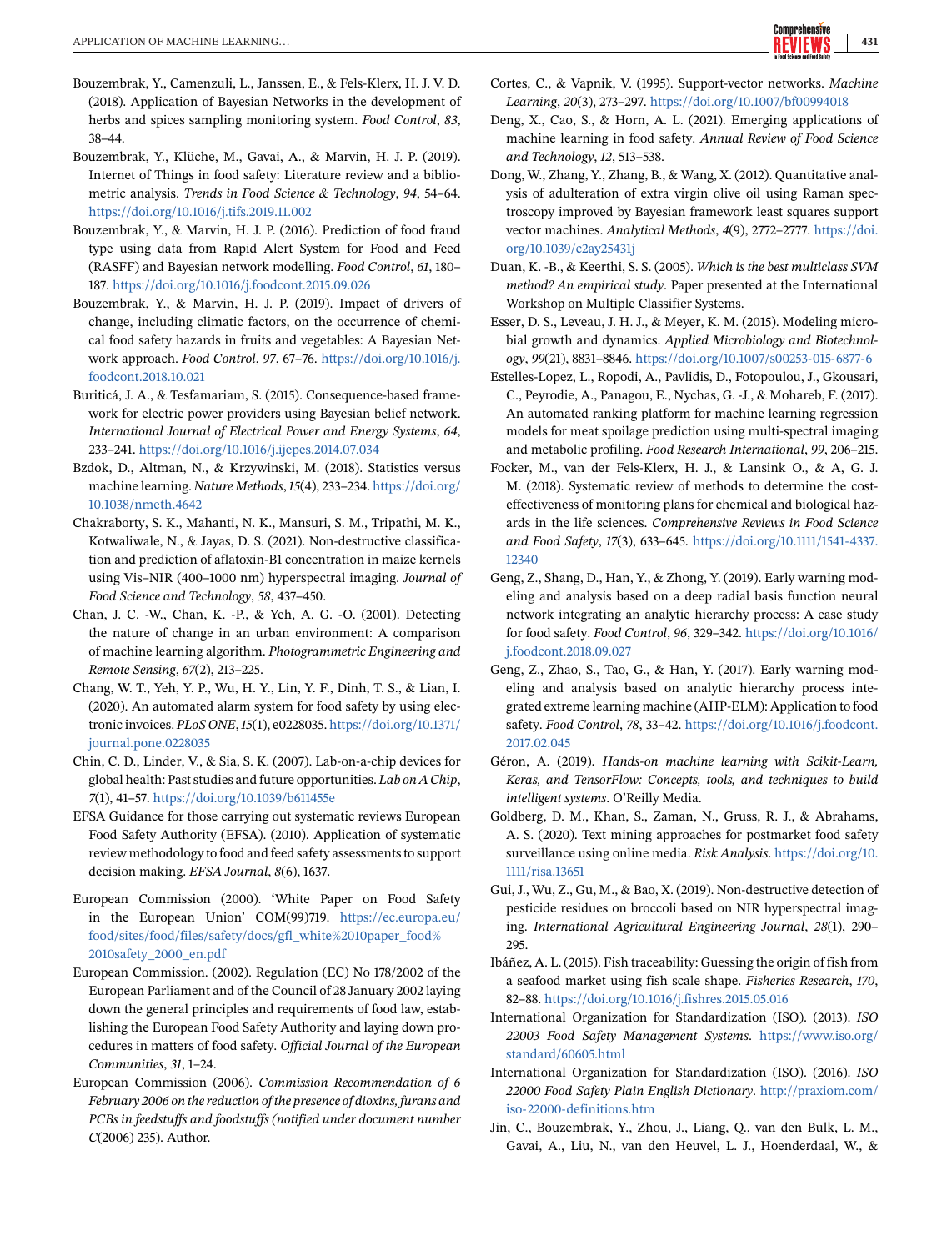Bouzembrak, Y., Camenzuli, L., Janssen, E., & Fels-Klerx, H. J. V. D. (2018). Application of Bayesian Networks in the development of herbs and spices sampling monitoring system. *Food Control*, *83*, 38–44.

Bouzembrak, Y., Klüche, M., Gavai, A., & Marvin, H. J. P. (2019). Internet of Things in food safety: Literature review and a bibliometric analysis. *Trends in Food Science & Technology*, *94*, 54–64. https://doi.org/10.1016/j.tifs.2019.11.002

Bouzembrak, Y., & Marvin, H. J. P. (2016). Prediction of food fraud type using data from Rapid Alert System for Food and Feed (RASFF) and Bayesian network modelling. *Food Control*, *61*, 180–187. https://doi.org/10.1016/j.foodcont.2015.09.026

Bouzembrak, Y., & Marvin, H. J. P. (2019). Impact of drivers of change, including climatic factors, on the occurrence of chemical food safety hazards in fruits and vegetables: A Bayesian Network approach. *Food Control*, *97*, 67–76. https://doi.org/10.1016/j.foodcont.2018.10.021

Buriticá, J. A., & Tesfamariam, S. (2015). Consequence-based framework for electric power providers using Bayesian belief network. *International Journal of Electrical Power and Energy Systems*, *64*, 233–241. https://doi.org/10.1016/j.ijepes.2014.07.034

Bzdok, D., Altman, N., & Krzywinski, M. (2018). Statistics versus machine learning. *Nature Methods*, *15*(4), 233–234. https://doi.org/10.1038/nmeth.4642

Chakraborty, S. K., Mahanti, N. K., Mansuri, S. M., Tripathi, M. K., Kotwaliwale, N., & Jayas, D. S. (2021). Non-destructive classification and prediction of aflatoxin-B1 concentration in maize kernels using Vis–NIR (400–1000 nm) hyperspectral imaging. *Journal of Food Science and Technology*, *58*, 437–450.

Chan, J. C. -W., Chan, K. -P., & Yeh, A. G. -O. (2001). Detecting the nature of change in an urban environment: A comparison of machine learning algorithm. *Photogrammetric Engineering and Remote Sensing*, *67*(2), 213–225.

Chang, W. T., Yeh, Y. P., Wu, H. Y., Lin, Y. F., Dinh, T. S., & Lian, I. (2020). An automated alarm system for food safety by using electronic invoices. *PLoS ONE*, *15*(1), e0228035. https://doi.org/10.1371/journal.pone.0228035

Chin, C. D., Linder, V., & Sia, S. K. (2007). Lab-on-a-chip devices for global health: Past studies and future opportunities. *Lab on A Chip*, *7*(1), 41–57. https://doi.org/10.1039/b611455e

EFSA Guidance for those carrying out systematic reviews European Food Safety Authority (EFSA). (2010). Application of systematic review methodology to food and feed safety assessments to support decision making. *EFSA Journal*, *8*(6), 1637.

European Commission (2000). 'White Paper on Food Safety in the European Union' COM(99)719. https://ec.europa.eu/food/sites/food/files/safety/docs/gfl_white%2010paper_food%2010safety_2000_en.pdf

European Commission. (2002). Regulation (EC) No 178/2002 of the European Parliament and of the Council of 28 January 2002 laying down the general principles and requirements of food law, establishing the European Food Safety Authority and laying down procedures in matters of food safety. *Official Journal of the European Communities*, *31*, 1–24.

European Commission (2006). *Commission Recommendation of 6 February 2006 on the reduction of the presence of dioxins, furans and PCBs in feedstuffs and foodstuffs (notified under document number C*(2006) 235). Author.

Cortes, C., & Vapnik, V. (1995). Support-vector networks. *Machine Learning*, *20*(3), 273–297. https://doi.org/10.1007/bf00994018

Deng, X., Cao, S., & Horn, A. L. (2021). Emerging applications of machine learning in food safety. *Annual Review of Food Science and Technology*, *12*, 513–538.

Dong, W., Zhang, Y., Zhang, B., & Wang, X. (2012). Quantitative analysis of adulteration of extra virgin olive oil using Raman spectroscopy improved by Bayesian framework least squares support vector machines. *Analytical Methods*, *4*(9), 2772–2777. https://doi.org/10.1039/c2ay25431j

Duan, K. -B., & Keerthi, S. S. (2005). *Which is the best multiclass SVM method? An empirical study*. Paper presented at the International Workshop on Multiple Classifier Systems.

Esser, D. S., Leveau, J. H. J., & Meyer, K. M. (2015). Modeling microbial growth and dynamics. *Applied Microbiology and Biotechnology*, *99*(21), 8831–8846. https://doi.org/10.1007/s00253-015-6877-6

Estelles-Lopez, L., Ropodi, A., Pavlidis, D., Fotopoulou, J., Gkousari, C., Peyrodie, A., Panagou, E., Nychas, G. -J., & Mohareb, F. (2017). An automated ranking platform for machine learning regression models for meat spoilage prediction using multi-spectral imaging and metabolic profiling. *Food Research International*, *99*, 206–215.

Focker, M., van der Fels-Klerx, H. J., & Lansink O., & A, G. J. M. (2018). Systematic review of methods to determine the cost-effectiveness of monitoring plans for chemical and biological hazards in the life sciences. *Comprehensive Reviews in Food Science and Food Safety*, *17*(3), 633–645. https://doi.org/10.1111/1541-4337.12340

Geng, Z., Shang, D., Han, Y., & Zhong, Y. (2019). Early warning modeling and analysis based on a deep radial basis function neural network integrating an analytic hierarchy process: A case study for food safety. *Food Control*, *96*, 329–342. https://doi.org/10.1016/j.foodcont.2018.09.027

Geng, Z., Zhao, S., Tao, G., & Han, Y. (2017). Early warning modeling and analysis based on analytic hierarchy process integrated extreme learning machine (AHP-ELM): Application to food safety. *Food Control*, *78*, 33–42. https://doi.org/10.1016/j.foodcont.2017.02.045

Géron, A. (2019). *Hands-on machine learning with Scikit-Learn, Keras, and TensorFlow: Concepts, tools, and techniques to build intelligent systems*. O'Reilly Media.

Goldberg, D. M., Khan, S., Zaman, N., Gruss, R. J., & Abrahams, A. S. (2020). Text mining approaches for postmarket food safety surveillance using online media. *Risk Analysis*. https://doi.org/10.1111/risa.13651

Gui, J., Wu, Z., Gu, M., & Bao, X. (2019). Non-destructive detection of pesticide residues on broccoli based on NIR hyperspectral imaging. *International Agricultural Engineering Journal*, *28*(1), 290–295.

Ibáñez, A. L. (2015). Fish traceability: Guessing the origin of fish from a seafood market using fish scale shape. *Fisheries Research*, *170*, 82–88. https://doi.org/10.1016/j.fishres.2015.05.016

International Organization for Standardization (ISO). (2013). *ISO 22003 Food Safety Management Systems*. https://www.iso.org/standard/60605.html

International Organization for Standardization (ISO). (2016). *ISO 22000 Food Safety Plain English Dictionary*. http://praxiom.com/iso-22000-definitions.htm

Jin, C., Bouzembrak, Y., Zhou, J., Liang, Q., van den Bulk, L. M., Gavai, A., Liu, N., van den Heuvel, L. J., Hoenderdaal, W., &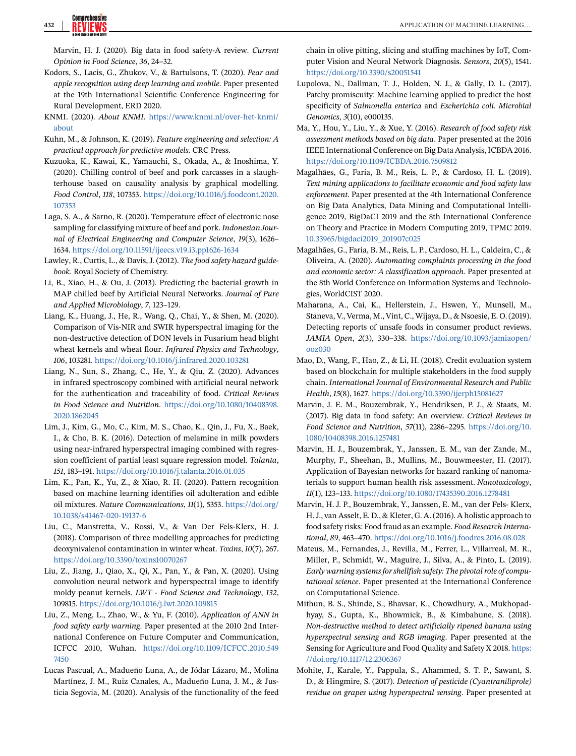Marvin, H. J. (2020). Big data in food safety-A review. *Current Opinion in Food Science*, *36*, 24–32.

Kodors, S., Lacis, G., Zhukov, V., & Bartulsons, T. (2020). *Pear and apple recognition using deep learning and mobile*. Paper presented at the 19th International Scientific Conference Engineering for Rural Development, ERD 2020.

KNMI. (2020). *About KNMI*. https://www.knmi.nl/over-het-knmi/about

Kuhn, M., & Johnson, K. (2019). *Feature engineering and selection: A practical approach for predictive models*. CRC Press.

Kuzuoka, K., Kawai, K., Yamauchi, S., Okada, A., & Inoshima, Y. (2020). Chilling control of beef and pork carcasses in a slaughterhouse based on causality analysis by graphical modelling. *Food Control*, *118*, 107353. https://doi.org/10.1016/j.foodcont.2020.107353

Laga, S. A., & Sarno, R. (2020). Temperature effect of electronic nose sampling for classifying mixture of beef and pork. *Indonesian Journal of Electrical Engineering and Computer Science*, *19*(3), 1626–1634. https://doi.org/10.11591/ijeecs.v19.i3.pp1626-1634

Lawley, R., Curtis, L., & Davis, J. (2012). *The food safety hazard guidebook*. Royal Society of Chemistry.

Li, B., Xiao, H., & Ou, J. (2013). Predicting the bacterial growth in MAP chilled beef by Artificial Neural Networks. *Journal of Pure and Applied Microbiology*, *7*, 123–129.

Liang, K., Huang, J., He, R., Wang, Q., Chai, Y., & Shen, M. (2020). Comparison of Vis-NIR and SWIR hyperspectral imaging for the non-destructive detection of DON levels in Fusarium head blight wheat kernels and wheat flour. *Infrared Physics and Technology*, *106*, 103281. https://doi.org/10.1016/j.infrared.2020.103281

Liang, N., Sun, S., Zhang, C., He, Y., & Qiu, Z. (2020). Advances in infrared spectroscopy combined with artificial neural network for the authentication and traceability of food. *Critical Reviews in Food Science and Nutrition*. https://doi.org/10.1080/10408398.2020.1862045

Lim, J., Kim, G., Mo, C., Kim, M. S., Chao, K., Qin, J., Fu, X., Baek, I., & Cho, B. K. (2016). Detection of melamine in milk powders using near-infrared hyperspectral imaging combined with regression coefficient of partial least square regression model. *Talanta*, *151*, 183–191. https://doi.org/10.1016/j.talanta.2016.01.035

Lim, K., Pan, K., Yu, Z., & Xiao, R. H. (2020). Pattern recognition based on machine learning identifies oil adulteration and edible oil mixtures. *Nature Communications*, *11*(1), 5353. https://doi.org/10.1038/s41467-020-19137-6

Liu, C., Manstretta, V., Rossi, V., & Van Der Fels-Klerx, H. J. (2018). Comparison of three modelling approaches for predicting deoxynivalenol contamination in winter wheat. *Toxins*, *10*(7), 267. https://doi.org/10.3390/toxins10070267

Liu, Z., Jiang, J., Qiao, X., Qi, X., Pan, Y., & Pan, X. (2020). Using convolution neural network and hyperspectral image to identify moldy peanut kernels. *LWT - Food Science and Technology*, *132*, 109815. https://doi.org/10.1016/j.lwt.2020.109815

Liu, Z., Meng, L., Zhao, W., & Yu, F. (2010). *Application of ANN in food safety early warning*. Paper presented at the 2010 2nd International Conference on Future Computer and Communication, ICFCC 2010, Wuhan. https://doi.org/10.1109/ICFCC.2010.5497450

Lucas Pascual, A., Madueño Luna, A., de Jódar Lázaro, M., Molina Martínez, J. M., Ruiz Canales, A., Madueño Luna, J. M., & Justicia Segovia, M. (2020). Analysis of the functionality of the feed chain in olive pitting, slicing and stuffing machines by IoT, Computer Vision and Neural Network Diagnosis. *Sensors*, *20*(5), 1541. https://doi.org/10.3390/s20051541

Lupolova, N., Dallman, T. J., Holden, N. J., & Gally, D. L. (2017). Patchy promiscuity: Machine learning applied to predict the host specificity of *Salmonella enterica* and *Escherichia coli*. *Microbial Genomics*, *3*(10), e000135.

Ma, Y., Hou, Y., Liu, Y., & Xue, Y. (2016). *Research of food safety risk assessment methods based on big data*. Paper presented at the 2016 IEEE International Conference on Big Data Analysis, ICBDA 2016. https://doi.org/10.1109/ICBDA.2016.7509812

Magalhães, G., Faria, B. M., Reis, L. P., & Cardoso, H. L. (2019). *Text mining applications to facilitate economic and food safety law enforcement*. Paper presented at the 4th International Conference on Big Data Analytics, Data Mining and Computational Intelligence 2019, BigDaCI 2019 and the 8th International Conference on Theory and Practice in Modern Computing 2019, TPMC 2019. 10.33965/bigdaci2019_201907c025

Magalhães, G., Faria, B. M., Reis, L. P., Cardoso, H. L., Caldeira, C., & Oliveira, A. (2020). *Automating complaints processing in the food and economic sector: A classification approach*. Paper presented at the 8th World Conference on Information Systems and Technologies, WorldCIST 2020.

Maharana, A., Cai, K., Hellerstein, J., Hswen, Y., Munsell, M., Staneva, V., Verma, M., Vint, C., Wijaya, D., & Nsoesie, E. O. (2019). Detecting reports of unsafe foods in consumer product reviews. *JAMIA Open*, *2*(3), 330–338. https://doi.org/10.1093/jamiaopen/ooz030

Mao, D., Wang, F., Hao, Z., & Li, H. (2018). Credit evaluation system based on blockchain for multiple stakeholders in the food supply chain. *International Journal of Environmental Research and Public Health*, *15*(8), 1627. https://doi.org/10.3390/ijerph15081627

Marvin, J. E. M., Bouzembrak, Y., Hendriksen, P. J., & Staats, M. (2017). Big data in food safety: An overview. *Critical Reviews in Food Science and Nutrition*, *57*(11), 2286–2295. https://doi.org/10.1080/10408398.2016.1257481

Marvin, H. J., Bouzembrak, Y., Janssen, E. M., van der Zande, M., Murphy, F., Sheehan, B., Mullins, M., Bouwmeester, H. (2017). Application of Bayesian networks for hazard ranking of nanomaterials to support human health risk assessment. *Nanotoxicology*, *11*(1), 123–133. https://doi.org/10.1080/17435390.2016.1278481

Marvin, H. J. P., Bouzembrak, Y., Janssen, E. M., van der Fels- Klerx, H. J., van Asselt, E. D., & Kleter, G. A. (2016). A holistic approach to food safety risks: Food fraud as an example. *Food Research International*, *89*, 463–470. https://doi.org/10.1016/j.foodres.2016.08.028

Mateus, M., Fernandes, J., Revilla, M., Ferrer, L., Villarreal, M. R., Miller, P., Schmidt, W., Maguire, J., Silva, A., & Pinto, L. (2019). *Early warning systems for shellfish safety: The pivotal role of computational science*. Paper presented at the International Conference on Computational Science.

Mithun, B. S., Shinde, S., Bhavsar, K., Chowdhury, A., Mukhopadhyay, S., Gupta, K., Bhowmick, B., & Kimbahune, S. (2018). *Non-destructive method to detect artificially ripened banana using hyperspectral sensing and RGB imaging*. Paper presented at the Sensing for Agriculture and Food Quality and Safety X 2018. https://doi.org/10.1117/12.2306367

Mohite, J., Karale, Y., Pappula, S., Ahammed, S. T. P., Sawant, S. D., & Hingmire, S. (2017). *Detection of pesticide (Cyantraniliprole) residue on grapes using hyperspectral sensing*. Paper presented at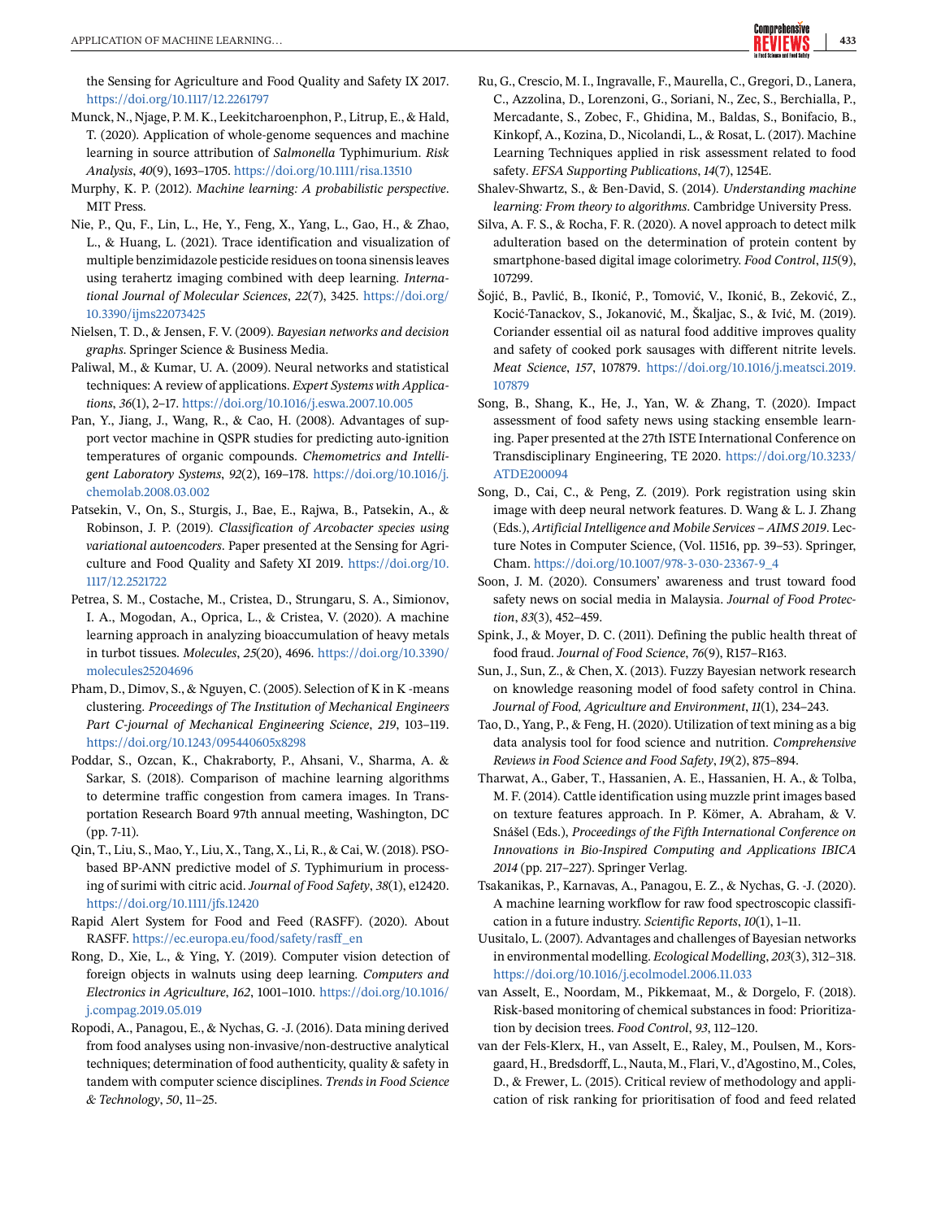the Sensing for Agriculture and Food Quality and Safety IX 2017. https://doi.org/10.1117/12.2261797

Munck, N., Njage, P. M. K., Leekitcharoenphon, P., Litrup, E., & Hald, T. (2020). Application of whole-genome sequences and machine learning in source attribution of *Salmonella* Typhimurium. *Risk Analysis*, *40*(9), 1693–1705. https://doi.org/10.1111/risa.13510

Murphy, K. P. (2012). *Machine learning: A probabilistic perspective*. MIT Press.

Nie, P., Qu, F., Lin, L., He, Y., Feng, X., Yang, L., Gao, H., & Zhao, L., & Huang, L. (2021). Trace identification and visualization of multiple benzimidazole pesticide residues on toona sinensis leaves using terahertz imaging combined with deep learning. *International Journal of Molecular Sciences*, *22*(7), 3425. https://doi.org/10.3390/ijms22073425

Nielsen, T. D., & Jensen, F. V. (2009). *Bayesian networks and decision graphs*. Springer Science & Business Media.

Paliwal, M., & Kumar, U. A. (2009). Neural networks and statistical techniques: A review of applications. *Expert Systems with Applications*, *36*(1), 2–17. https://doi.org/10.1016/j.eswa.2007.10.005

Pan, Y., Jiang, J., Wang, R., & Cao, H. (2008). Advantages of support vector machine in QSPR studies for predicting auto-ignition temperatures of organic compounds. *Chemometrics and Intelligent Laboratory Systems*, *92*(2), 169–178. https://doi.org/10.1016/j.chemolab.2008.03.002

Patsekin, V., On, S., Sturgis, J., Bae, E., Rajwa, B., Patsekin, A., & Robinson, J. P. (2019). *Classification of Arcobacter species using variational autoencoders*. Paper presented at the Sensing for Agriculture and Food Quality and Safety XI 2019. https://doi.org/10.1117/12.2521722

Petrea, S. M., Costache, M., Cristea, D., Strungaru, S. A., Simionov, I. A., Mogodan, A., Oprica, L., & Cristea, V. (2020). A machine learning approach in analyzing bioaccumulation of heavy metals in turbot tissues. *Molecules*, *25*(20), 4696. https://doi.org/10.3390/molecules25204696

Pham, D., Dimov, S., & Nguyen, C. (2005). Selection of K in K -means clustering. *Proceedings of The Institution of Mechanical Engineers Part C-journal of Mechanical Engineering Science*, *219*, 103–119. https://doi.org/10.1243/095440605x8298

Poddar, S., Ozcan, K., Chakraborty, P., Ahsani, V., Sharma, A. & Sarkar, S. (2018). Comparison of machine learning algorithms to determine traffic congestion from camera images. In Transportation Research Board 97th annual meeting, Washington, DC (pp. 7-11).

Qin, T., Liu, S., Mao, Y., Liu, X., Tang, X., Li, R., & Cai, W. (2018). PSO-based BP-ANN predictive model of *S*. Typhimurium in processing of surimi with citric acid. *Journal of Food Safety*, *38*(1), e12420. https://doi.org/10.1111/jfs.12420

Rapid Alert System for Food and Feed (RASFF). (2020). About RASFF. https://ec.europa.eu/food/safety/rasff_en

Rong, D., Xie, L., & Ying, Y. (2019). Computer vision detection of foreign objects in walnuts using deep learning. *Computers and Electronics in Agriculture*, *162*, 1001–1010. https://doi.org/10.1016/j.compag.2019.05.019

Ropodi, A., Panagou, E., & Nychas, G. -J. (2016). Data mining derived from food analyses using non-invasive/non-destructive analytical techniques; determination of food authenticity, quality & safety in tandem with computer science disciplines. *Trends in Food Science & Technology*, *50*, 11–25.

Ru, G., Crescio, M. I., Ingravalle, F., Maurella, C., Gregori, D., Lanera, C., Azzolina, D., Lorenzoni, G., Soriani, N., Zec, S., Berchialla, P., Mercadante, S., Zobec, F., Ghidina, M., Baldas, S., Bonifacio, B., Kinkopf, A., Kozina, D., Nicolandi, L., & Rosat, L. (2017). Machine Learning Techniques applied in risk assessment related to food safety. *EFSA Supporting Publications*, *14*(7), 1254E.

Shalev-Shwartz, S., & Ben-David, S. (2014). *Understanding machine learning: From theory to algorithms*. Cambridge University Press.

Silva, A. F. S., & Rocha, F. R. (2020). A novel approach to detect milk adulteration based on the determination of protein content by smartphone-based digital image colorimetry. *Food Control*, *115*(9), 107299.

Šojić, B., Pavlić, B., Ikonić, P., Tomović, V., Ikonić, B., Zeković, Z., Kocić-Tanackov, S., Jokanović, M., Škaljac, S., & Ivić, M. (2019). Coriander essential oil as natural food additive improves quality and safety of cooked pork sausages with different nitrite levels. *Meat Science*, *157*, 107879. https://doi.org/10.1016/j.meatsci.2019.107879

Song, B., Shang, K., He, J., Yan, W. & Zhang, T. (2020). Impact assessment of food safety news using stacking ensemble learning. Paper presented at the 27th ISTE International Conference on Transdisciplinary Engineering, TE 2020. https://doi.org/10.3233/ATDE200094

Song, D., Cai, C., & Peng, Z. (2019). Pork registration using skin image with deep neural network features. D. Wang & L. J. Zhang (Eds.), *Artificial Intelligence and Mobile Services – AIMS 2019*. Lecture Notes in Computer Science, (Vol. 11516, pp. 39–53). Springer, Cham. https://doi.org/10.1007/978-3-030-23367-9_4

Soon, J. M. (2020). Consumers' awareness and trust toward food safety news on social media in Malaysia. *Journal of Food Protection*, *83*(3), 452–459.

Spink, J., & Moyer, D. C. (2011). Defining the public health threat of food fraud. *Journal of Food Science*, *76*(9), R157–R163.

Sun, J., Sun, Z., & Chen, X. (2013). Fuzzy Bayesian network research on knowledge reasoning model of food safety control in China. *Journal of Food, Agriculture and Environment*, *11*(1), 234–243.

Tao, D., Yang, P., & Feng, H. (2020). Utilization of text mining as a big data analysis tool for food science and nutrition. *Comprehensive Reviews in Food Science and Food Safety*, *19*(2), 875–894.

Tharwat, A., Gaber, T., Hassanien, A. E., Hassanien, H. A., & Tolba, M. F. (2014). Cattle identification using muzzle print images based on texture features approach. In P. Kömer, A. Abraham, & V. Snášel (Eds.), *Proceedings of the Fifth International Conference on Innovations in Bio-Inspired Computing and Applications IBICA 2014* (pp. 217–227). Springer Verlag.

Tsakanikas, P., Karnavas, A., Panagou, E. Z., & Nychas, G. -J. (2020). A machine learning workflow for raw food spectroscopic classification in a future industry. *Scientific Reports*, *10*(1), 1–11.

Uusitalo, L. (2007). Advantages and challenges of Bayesian networks in environmental modelling. *Ecological Modelling*, *203*(3), 312–318. https://doi.org/10.1016/j.ecolmodel.2006.11.033

van Asselt, E., Noordam, M., Pikkemaat, M., & Dorgelo, F. (2018). Risk-based monitoring of chemical substances in food: Prioritization by decision trees. *Food Control*, *93*, 112–120.

van der Fels-Klerx, H., van Asselt, E., Raley, M., Poulsen, M., Korsgaard, H., Bredsdorff, L., Nauta, M., Flari, V., d'Agostino, M., Coles, D., & Frewer, L. (2015). Critical review of methodology and application of risk ranking for prioritisation of food and feed related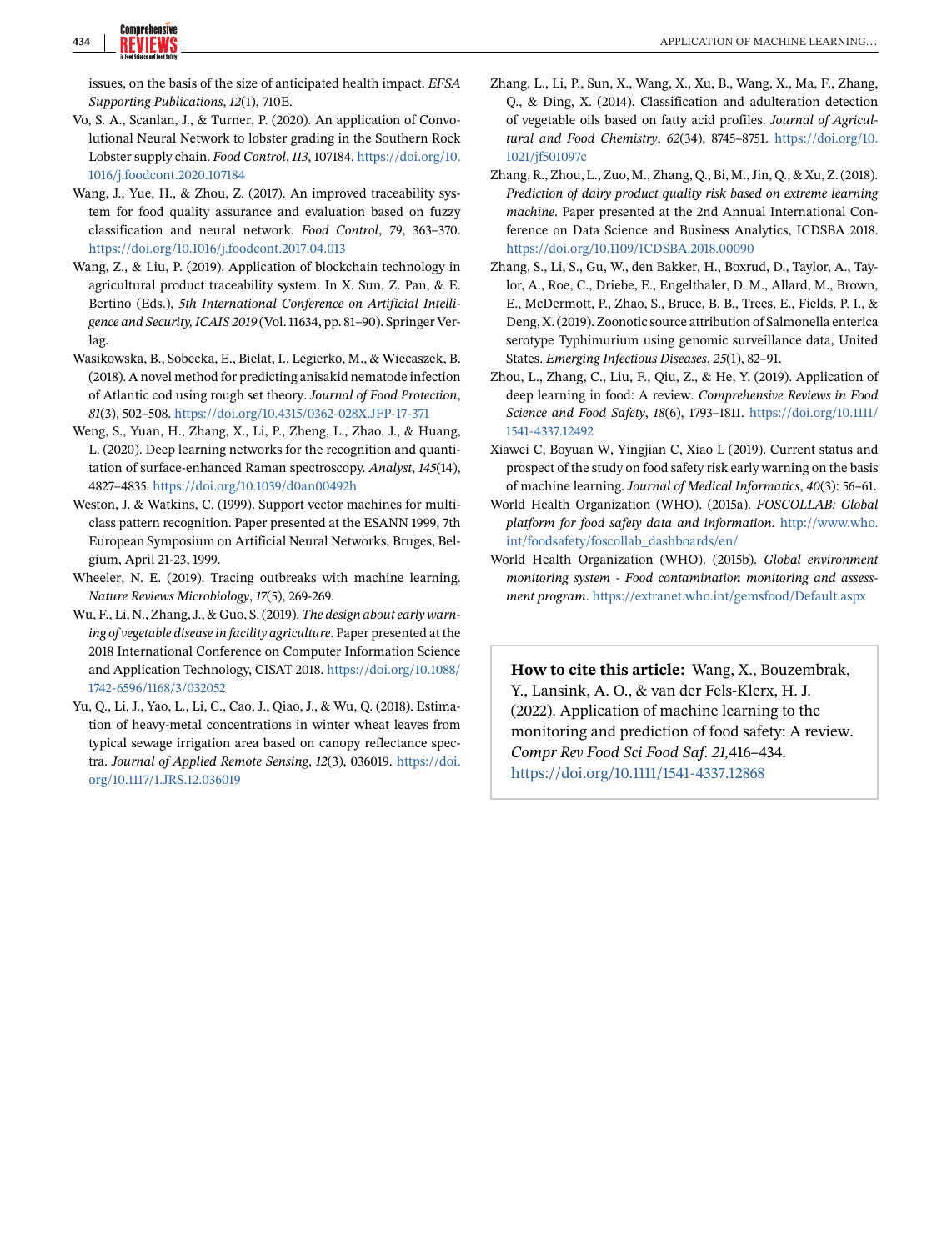issues, on the basis of the size of anticipated health impact. *EFSA Supporting Publications*, *12*(1), 710E.

Vo, S. A., Scanlan, J., & Turner, P. (2020). An application of Convolutional Neural Network to lobster grading in the Southern Rock Lobster supply chain. *Food Control*, *113*, 107184. https://doi.org/10.1016/j.foodcont.2020.107184

Wang, J., Yue, H., & Zhou, Z. (2017). An improved traceability system for food quality assurance and evaluation based on fuzzy classification and neural network. *Food Control*, *79*, 363–370. https://doi.org/10.1016/j.foodcont.2017.04.013

Wang, Z., & Liu, P. (2019). Application of blockchain technology in agricultural product traceability system. In X. Sun, Z. Pan, & E. Bertino (Eds.), *5th International Conference on Artificial Intelligence and Security, ICAIS 2019* (Vol. 11634, pp. 81–90). Springer Verlag.

Wasikowska, B., Sobecka, E., Bielat, I., Legierko, M., & Wiecaszek, B. (2018). A novel method for predicting anisakid nematode infection of Atlantic cod using rough set theory. *Journal of Food Protection*, *81*(3), 502–508. https://doi.org/10.4315/0362-028X.JFP-17-371

Weng, S., Yuan, H., Zhang, X., Li, P., Zheng, L., Zhao, J., & Huang, L. (2020). Deep learning networks for the recognition and quantitation of surface-enhanced Raman spectroscopy. *Analyst*, *145*(14), 4827–4835. https://doi.org/10.1039/d0an00492h

Weston, J. & Watkins, C. (1999). Support vector machines for multiclass pattern recognition. Paper presented at the ESANN 1999, 7th European Symposium on Artificial Neural Networks, Bruges, Belgium, April 21-23, 1999.

Wheeler, N. E. (2019). Tracing outbreaks with machine learning. *Nature Reviews Microbiology*, *17*(5), 269-269.

Wu, F., Li, N., Zhang, J., & Guo, S. (2019). *The design about early warning of vegetable disease in facility agriculture*. Paper presented at the 2018 International Conference on Computer Information Science and Application Technology, CISAT 2018. https://doi.org/10.1088/1742-6596/1168/3/032052

Yu, Q., Li, J., Yao, L., Li, C., Cao, J., Qiao, J., & Wu, Q. (2018). Estimation of heavy-metal concentrations in winter wheat leaves from typical sewage irrigation area based on canopy reflectance spectra. *Journal of Applied Remote Sensing*, *12*(3), 036019. https://doi.org/10.1117/1.JRS.12.036019

Zhang, L., Li, P., Sun, X., Wang, X., Xu, B., Wang, X., Ma, F., Zhang, Q., & Ding, X. (2014). Classification and adulteration detection of vegetable oils based on fatty acid profiles. *Journal of Agricultural and Food Chemistry*, *62*(34), 8745–8751. https://doi.org/10.1021/jf501097c

Zhang, R., Zhou, L., Zuo, M., Zhang, Q., Bi, M., Jin, Q., & Xu, Z. (2018). *Prediction of dairy product quality risk based on extreme learning machine*. Paper presented at the 2nd Annual International Conference on Data Science and Business Analytics, ICDSBA 2018. https://doi.org/10.1109/ICDSBA.2018.00090

Zhang, S., Li, S., Gu, W., den Bakker, H., Boxrud, D., Taylor, A., Taylor, A., Roe, C., Driebe, E., Engelthaler, D. M., Allard, M., Brown, E., McDermott, P., Zhao, S., Bruce, B. B., Trees, E., Fields, P. I., & Deng, X. (2019). Zoonotic source attribution of Salmonella enterica serotype Typhimurium using genomic surveillance data, United States. *Emerging Infectious Diseases*, *25*(1), 82–91.

Zhou, L., Zhang, C., Liu, F., Qiu, Z., & He, Y. (2019). Application of deep learning in food: A review. *Comprehensive Reviews in Food Science and Food Safety*, *18*(6), 1793–1811. https://doi.org/10.1111/1541-4337.12492

Xiawei C, Boyuan W, Yingjian C, Xiao L (2019). Current status and prospect of the study on food safety risk early warning on the basis of machine learning. *Journal of Medical Informatics*, *40*(3): 56–61.

World Health Organization (WHO). (2015a). *FOSCOLLAB: Global platform for food safety data and information*. http://www.who.int/foodsafety/foscollab_dashboards/en/

World Health Organization (WHO). (2015b). *Global environment monitoring system - Food contamination monitoring and assessment program*. https://extranet.who.int/gemsfood/Default.aspx

**How to cite this article:** Wang, X., Bouzembrak, Y., Lansink, A. O., & van der Fels-Klerx, H. J. (2022). Application of machine learning to the monitoring and prediction of food safety: A review. *Compr Rev Food Sci Food Saf*. *21*, 416–434. https://doi.org/10.1111/1541-4337.12868